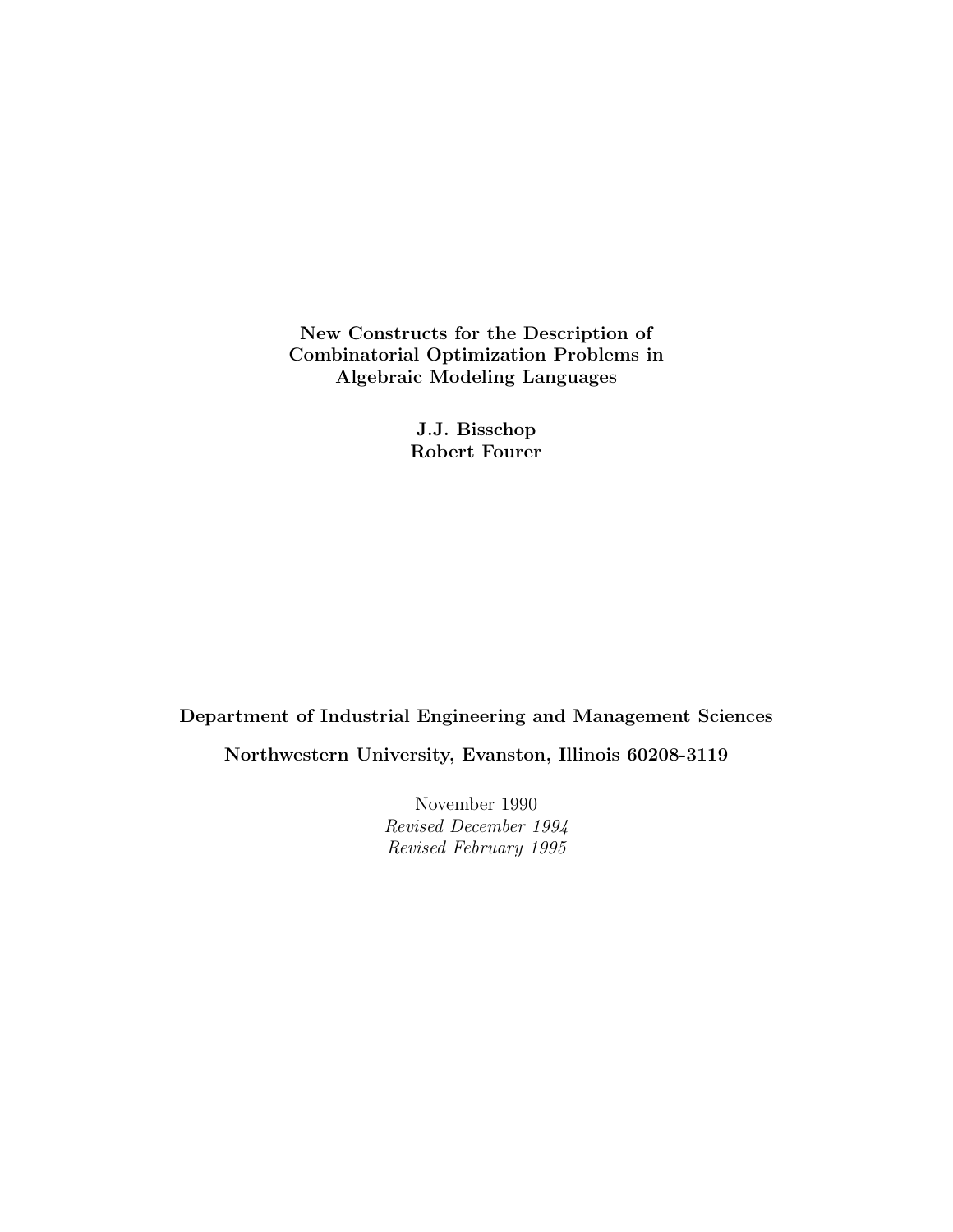# New Constructs for the Description of Combinatorial Optimization Problems in Algebraic Modeling Languages

**J.J. Bisschop**
**Robert Fourer**

**Department of Industrial Engineering and Management Sciences**

**Northwestern University, Evanston, Illinois 60208-3119**

November 1990
*Revised December 1994*
*Revised February 1995*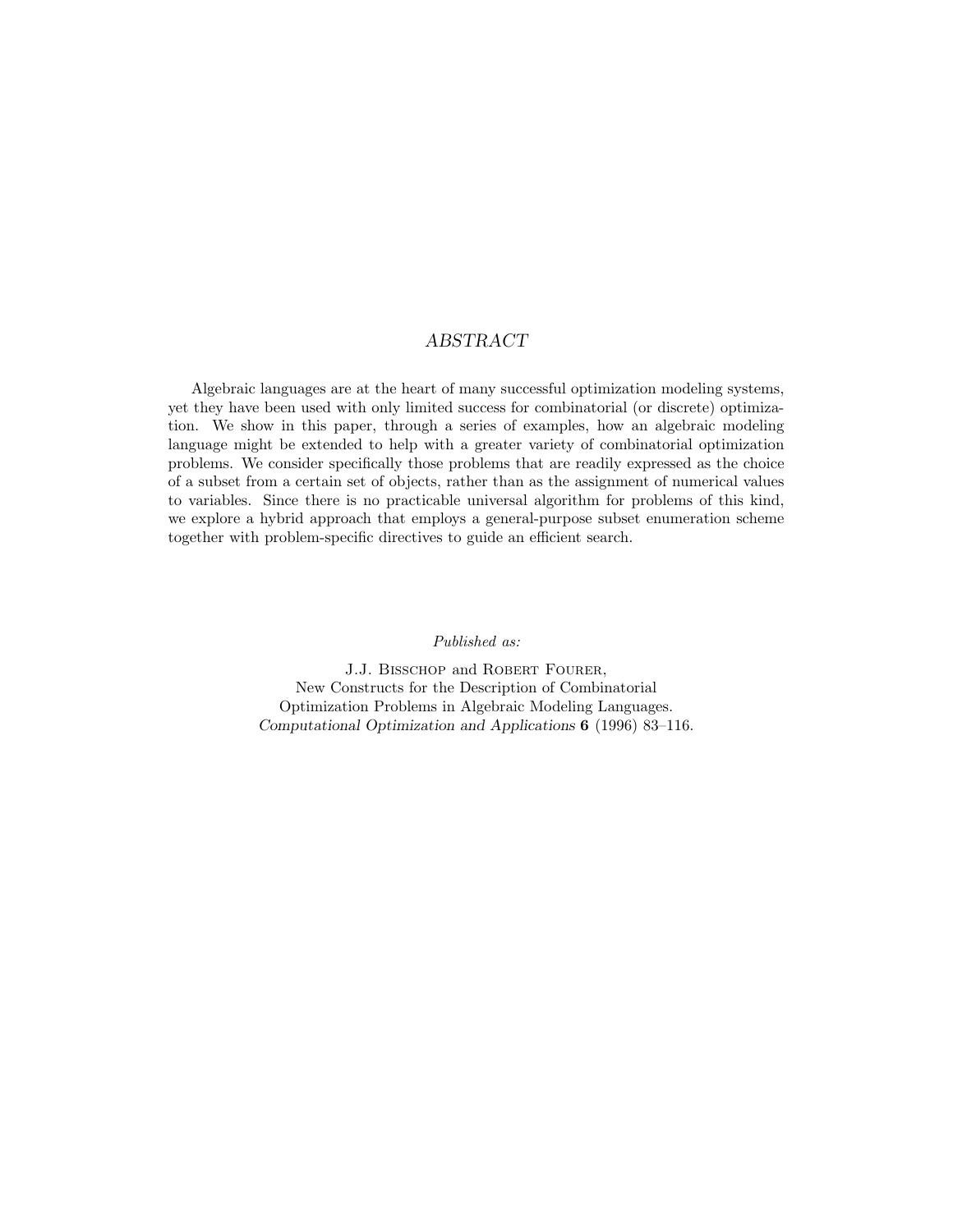## *ABSTRACT*

Algebraic languages are at the heart of many successful optimization modeling systems, yet they have been used with only limited success for combinatorial (or discrete) optimization. We show in this paper, through a series of examples, how an algebraic modeling language might be extended to help with a greater variety of combinatorial optimization problems. We consider specifically those problems that are readily expressed as the choice of a subset from a certain set of objects, rather than as the assignment of numerical values to variables. Since there is no practicable universal algorithm for problems of this kind, we explore a hybrid approach that employs a general-purpose subset enumeration scheme together with problem-specific directives to guide an efficient search.

*Published as:*

J.J. Bisschop and Robert Fourer,
New Constructs for the Description of Combinatorial
Optimization Problems in Algebraic Modeling Languages.
*Computational Optimization and Applications* **6** (1996) 83–116.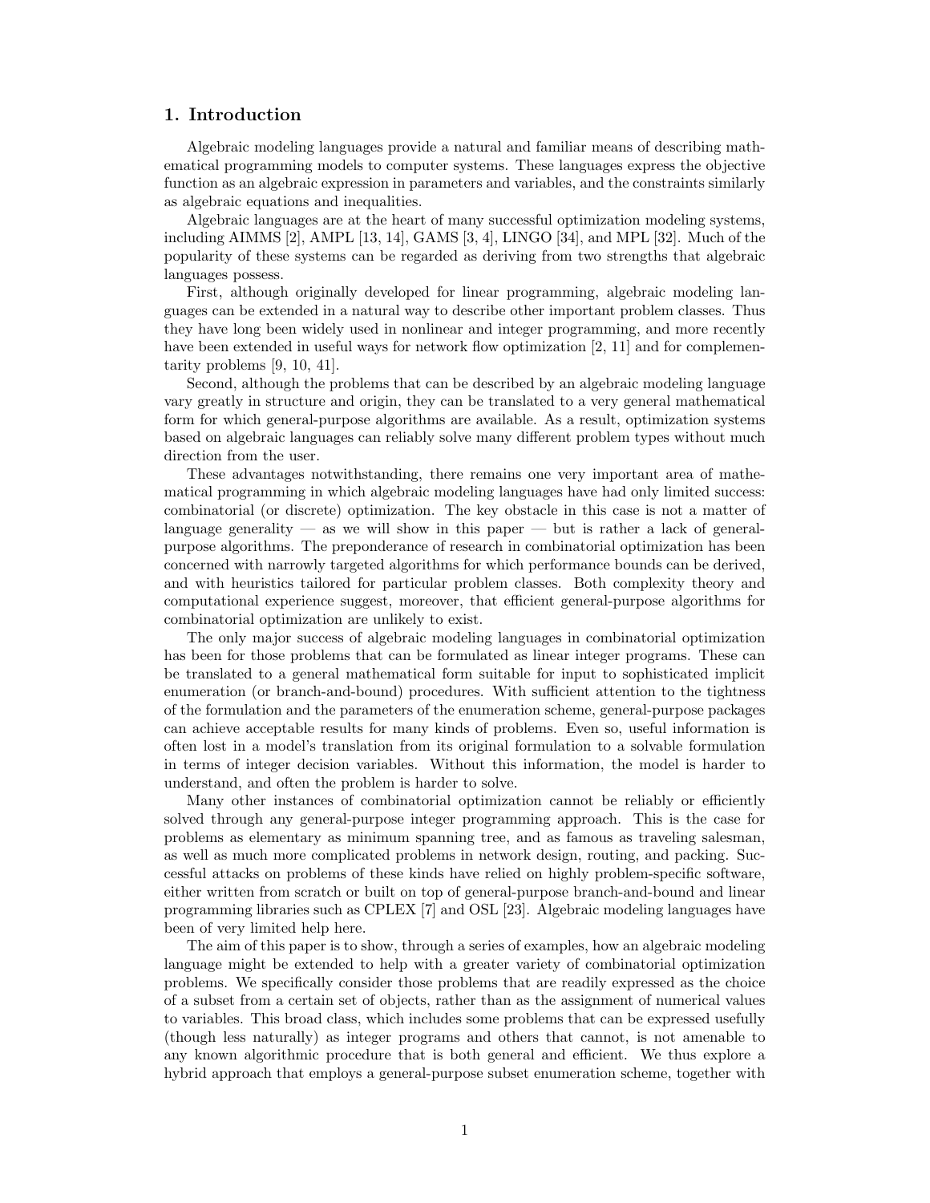## 1. Introduction

Algebraic modeling languages provide a natural and familiar means of describing mathematical programming models to computer systems. These languages express the objective function as an algebraic expression in parameters and variables, and the constraints similarly as algebraic equations and inequalities.

Algebraic languages are at the heart of many successful optimization modeling systems, including AIMMS [2], AMPL [13, 14], GAMS [3, 4], LINGO [34], and MPL [32]. Much of the popularity of these systems can be regarded as deriving from two strengths that algebraic languages possess.

First, although originally developed for linear programming, algebraic modeling languages can be extended in a natural way to describe other important problem classes. Thus they have long been widely used in nonlinear and integer programming, and more recently have been extended in useful ways for network flow optimization [2, 11] and for complementarity problems [9, 10, 41].

Second, although the problems that can be described by an algebraic modeling language vary greatly in structure and origin, they can be translated to a very general mathematical form for which general-purpose algorithms are available. As a result, optimization systems based on algebraic languages can reliably solve many different problem types without much direction from the user.

These advantages notwithstanding, there remains one very important area of mathematical programming in which algebraic modeling languages have had only limited success: combinatorial (or discrete) optimization. The key obstacle in this case is not a matter of language generality — as we will show in this paper — but is rather a lack of general-purpose algorithms. The preponderance of research in combinatorial optimization has been concerned with narrowly targeted algorithms for which performance bounds can be derived, and with heuristics tailored for particular problem classes. Both complexity theory and computational experience suggest, moreover, that efficient general-purpose algorithms for combinatorial optimization are unlikely to exist.

The only major success of algebraic modeling languages in combinatorial optimization has been for those problems that can be formulated as linear integer programs. These can be translated to a general mathematical form suitable for input to sophisticated implicit enumeration (or branch-and-bound) procedures. With sufficient attention to the tightness of the formulation and the parameters of the enumeration scheme, general-purpose packages can achieve acceptable results for many kinds of problems. Even so, useful information is often lost in a model's translation from its original formulation to a solvable formulation in terms of integer decision variables. Without this information, the model is harder to understand, and often the problem is harder to solve.

Many other instances of combinatorial optimization cannot be reliably or efficiently solved through any general-purpose integer programming approach. This is the case for problems as elementary as minimum spanning tree, and as famous as traveling salesman, as well as much more complicated problems in network design, routing, and packing. Successful attacks on problems of these kinds have relied on highly problem-specific software, either written from scratch or built on top of general-purpose branch-and-bound and linear programming libraries such as CPLEX [7] and OSL [23]. Algebraic modeling languages have been of very limited help here.

The aim of this paper is to show, through a series of examples, how an algebraic modeling language might be extended to help with a greater variety of combinatorial optimization problems. We specifically consider those problems that are readily expressed as the choice of a subset from a certain set of objects, rather than as the assignment of numerical values to variables. This broad class, which includes some problems that can be expressed usefully (though less naturally) as integer programs and others that cannot, is not amenable to any known algorithmic procedure that is both general and efficient. We thus explore a hybrid approach that employs a general-purpose subset enumeration scheme, together with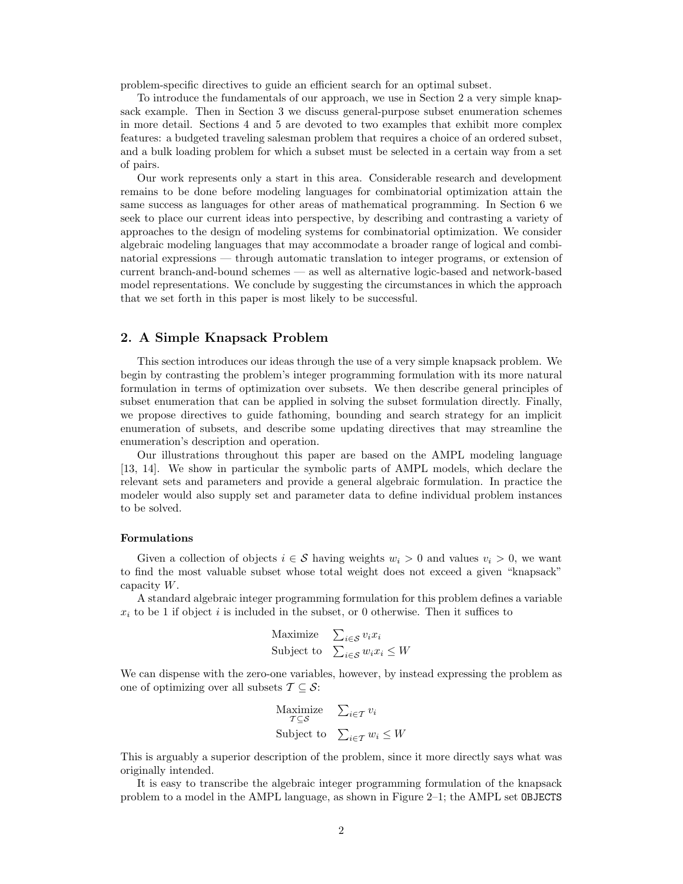problem-specific directives to guide an efficient search for an optimal subset.

To introduce the fundamentals of our approach, we use in Section 2 a very simple knapsack example. Then in Section 3 we discuss general-purpose subset enumeration schemes in more detail. Sections 4 and 5 are devoted to two examples that exhibit more complex features: a budgeted traveling salesman problem that requires a choice of an ordered subset, and a bulk loading problem for which a subset must be selected in a certain way from a set of pairs.

Our work represents only a start in this area. Considerable research and development remains to be done before modeling languages for combinatorial optimization attain the same success as languages for other areas of mathematical programming. In Section 6 we seek to place our current ideas into perspective, by describing and contrasting a variety of approaches to the design of modeling systems for combinatorial optimization. We consider algebraic modeling languages that may accommodate a broader range of logical and combinatorial expressions — through automatic translation to integer programs, or extension of current branch-and-bound schemes — as well as alternative logic-based and network-based model representations. We conclude by suggesting the circumstances in which the approach that we set forth in this paper is most likely to be successful.

## 2. A Simple Knapsack Problem

This section introduces our ideas through the use of a very simple knapsack problem. We begin by contrasting the problem's integer programming formulation with its more natural formulation in terms of optimization over subsets. We then describe general principles of subset enumeration that can be applied in solving the subset formulation directly. Finally, we propose directives to guide fathoming, bounding and search strategy for an implicit enumeration of subsets, and describe some updating directives that may streamline the enumeration's description and operation.

Our illustrations throughout this paper are based on the AMPL modeling language [13, 14]. We show in particular the symbolic parts of AMPL models, which declare the relevant sets and parameters and provide a general algebraic formulation. In practice the modeler would also supply set and parameter data to define individual problem instances to be solved.

#### Formulations

Given a collection of objects $i \in \mathcal{S}$ having weights $w_i > 0$ and values $v_i > 0$, we want to find the most valuable subset whose total weight does not exceed a given "knapsack" capacity $W$.

A standard algebraic integer programming formulation for this problem defines a variable $x_i$ to be 1 if object $i$ is included in the subset, or 0 otherwise. Then it suffices to

$$\begin{array}{ll} \text{Maximize} & \sum_{i \in \mathcal{S}} v_i x_i \\ \text{Subject to} & \sum_{i \in \mathcal{S}} w_i x_i \leq W \end{array}$$

We can dispense with the zero-one variables, however, by instead expressing the problem as one of optimizing over all subsets $\mathcal{T} \subseteq \mathcal{S}$:

$$\begin{array}{ll} \underset{\mathcal{T} \subseteq \mathcal{S}}{\text{Maximize}} & \sum_{i \in \mathcal{T}} v_i \\ \text{Subject to} & \sum_{i \in \mathcal{T}} w_i \leq W \end{array}$$

This is arguably a superior description of the problem, since it more directly says what was originally intended.

It is easy to transcribe the algebraic integer programming formulation of the knapsack problem to a model in the AMPL language, as shown in Figure 2–1; the AMPL set OBJECTS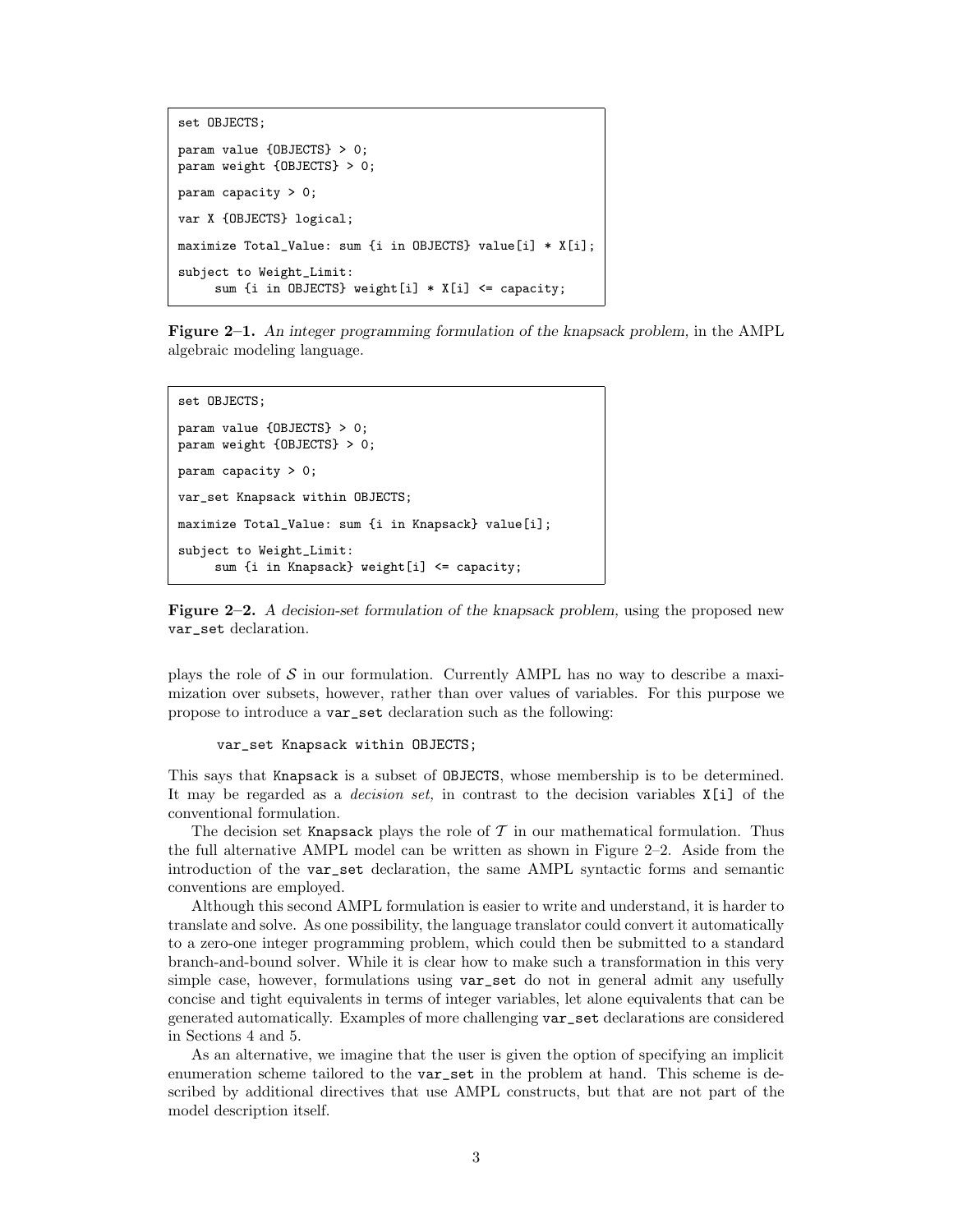```
set OBJECTS;

param value {OBJECTS} > 0;
param weight {OBJECTS} > 0;

param capacity > 0;

var X {OBJECTS} logical;

maximize Total_Value: sum {i in OBJECTS} value[i] * X[i];

subject to Weight_Limit:
     sum {i in OBJECTS} weight[i] * X[i] <= capacity;
```

**Figure 2–1.** *An integer programming formulation of the knapsack problem,* in the AMPL algebraic modeling language.

```
set OBJECTS;

param value {OBJECTS} > 0;
param weight {OBJECTS} > 0;

param capacity > 0;

var_set Knapsack within OBJECTS;

maximize Total_Value: sum {i in Knapsack} value[i];

subject to Weight_Limit:
     sum {i in Knapsack} weight[i] <= capacity;
```

**Figure 2–2.** *A decision-set formulation of the knapsack problem,* using the proposed new `var_set` declaration.

plays the role of $\mathcal{S}$ in our formulation. Currently AMPL has no way to describe a maximization over subsets, however, rather than over values of variables. For this purpose we propose to introduce a `var_set` declaration such as the following:

```
var_set Knapsack within OBJECTS;
```

This says that `Knapsack` is a subset of `OBJECTS`, whose membership is to be determined. It may be regarded as a *decision set,* in contrast to the decision variables `X[i]` of the conventional formulation.

The decision set `Knapsack` plays the role of $\mathcal{T}$ in our mathematical formulation. Thus the full alternative AMPL model can be written as shown in Figure 2–2. Aside from the introduction of the `var_set` declaration, the same AMPL syntactic forms and semantic conventions are employed.

Although this second AMPL formulation is easier to write and understand, it is harder to translate and solve. As one possibility, the language translator could convert it automatically to a zero-one integer programming problem, which could then be submitted to a standard branch-and-bound solver. While it is clear how to make such a transformation in this very simple case, however, formulations using `var_set` do not in general admit any usefully concise and tight equivalents in terms of integer variables, let alone equivalents that can be generated automatically. Examples of more challenging `var_set` declarations are considered in Sections 4 and 5.

As an alternative, we imagine that the user is given the option of specifying an implicit enumeration scheme tailored to the `var_set` in the problem at hand. This scheme is described by additional directives that use AMPL constructs, but that are not part of the model description itself.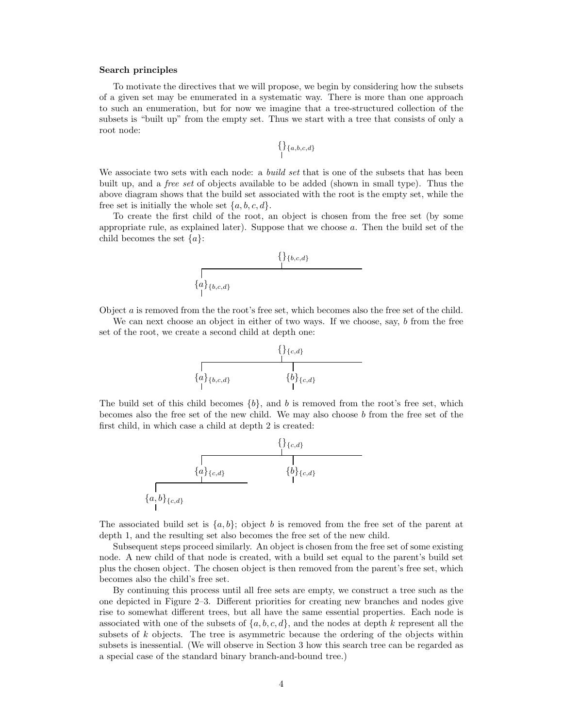### Search principles

To motivate the directives that we will propose, we begin by considering how the subsets of a given set may be enumerated in a systematic way. There is more than one approach to such an enumeration, but for now we imagine that a tree-structured collection of the subsets is "built up" from the empty set. Thus we start with a tree that consists of only a root node:

$$\{\}_{\{a,b,c,d\}}$$

We associate two sets with each node: a *build set* that is one of the subsets that has been built up, and a *free set* of objects available to be added (shown in small type). Thus the above diagram shows that the build set associated with the root is the empty set, while the free set is initially the whole set $\{a, b, c, d\}$.

To create the first child of the root, an object is chosen from the free set (by some appropriate rule, as explained later). Suppose that we choose $a$. Then the build set of the child becomes the set $\{a\}$:

$$\{\}_{\{b,c,d\}}$$

$$\{a\}_{\{b,c,d\}}$$

Object $a$ is removed from the the root's free set, which becomes also the free set of the child.

We can next choose an object in either of two ways. If we choose, say, $b$ from the free set of the root, we create a second child at depth one:

$$\{\}_{\{c,d\}}$$

$$\{a\}_{\{b,c,d\}} \qquad \{b\}_{\{c,d\}}$$

The build set of this child becomes $\{b\}$, and $b$ is removed from the root's free set, which becomes also the free set of the new child. We may also choose $b$ from the free set of the first child, in which case a child at depth 2 is created:

$$\{\}_{\{c,d\}}$$

$$\{a\}_{\{c,d\}} \qquad \{b\}_{\{c,d\}}$$

$$\{a, b\}_{\{c,d\}}$$

The associated build set is $\{a, b\}$; object $b$ is removed from the free set of the parent at depth 1, and the resulting set also becomes the free set of the new child.

Subsequent steps proceed similarly. An object is chosen from the free set of some existing node. A new child of that node is created, with a build set equal to the parent's build set plus the chosen object. The chosen object is then removed from the parent's free set, which becomes also the child's free set.

By continuing this process until all free sets are empty, we construct a tree such as the one depicted in Figure 2–3. Different priorities for creating new branches and nodes give rise to somewhat different trees, but all have the same essential properties. Each node is associated with one of the subsets of $\{a, b, c, d\}$, and the nodes at depth $k$ represent all the subsets of $k$ objects. The tree is asymmetric because the ordering of the objects within subsets is inessential. (We will observe in Section 3 how this search tree can be regarded as a special case of the standard binary branch-and-bound tree.)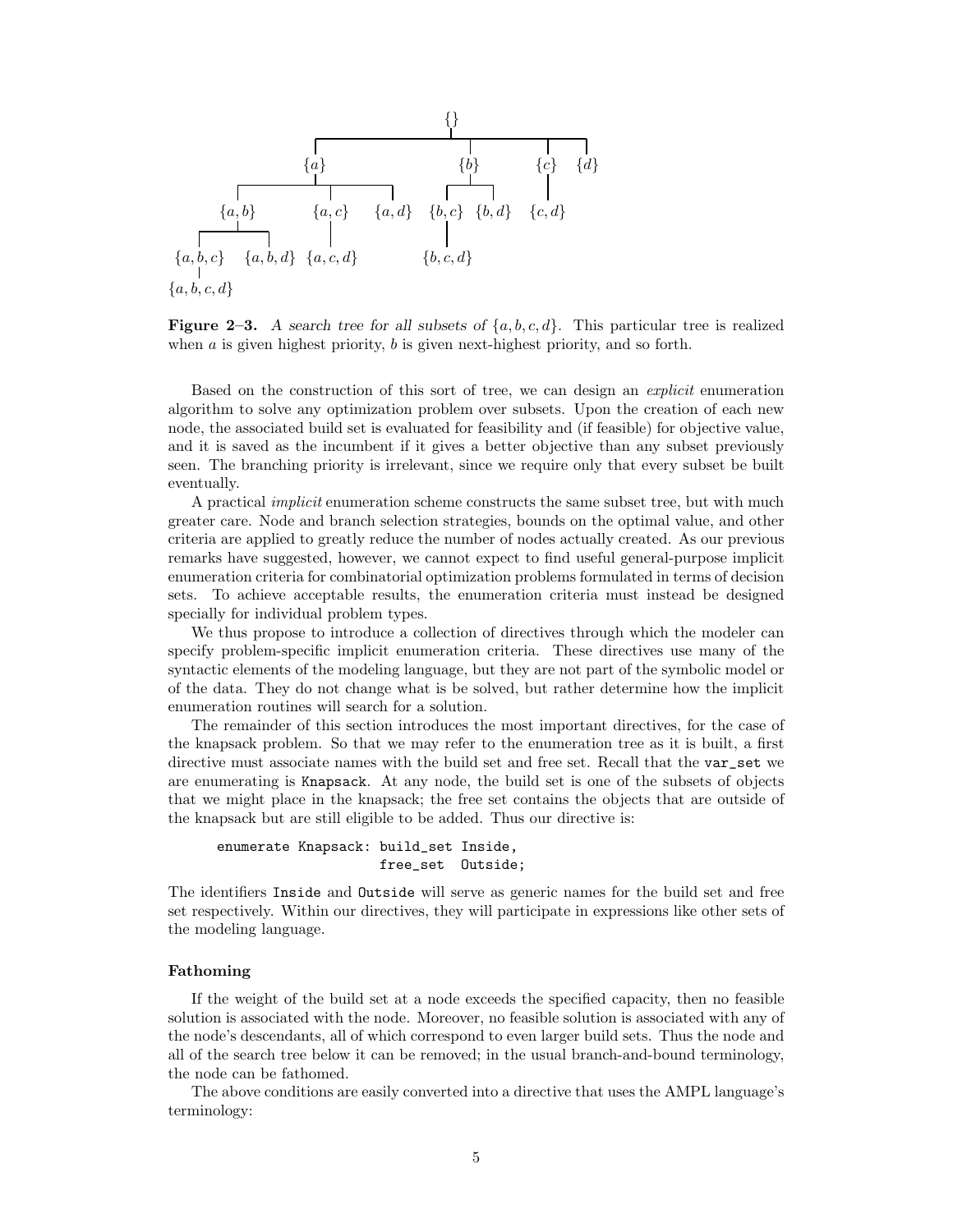Figure 2–3. *A search tree for all subsets of* $\{a, b, c, d\}$. This particular tree is realized when $a$ is given highest priority, $b$ is given next-highest priority, and so forth.

Based on the construction of this sort of tree, we can design an *explicit* enumeration algorithm to solve any optimization problem over subsets. Upon the creation of each new node, the associated build set is evaluated for feasibility and (if feasible) for objective value, and it is saved as the incumbent if it gives a better objective than any subset previously seen. The branching priority is irrelevant, since we require only that every subset be built eventually.

A practical *implicit* enumeration scheme constructs the same subset tree, but with much greater care. Node and branch selection strategies, bounds on the optimal value, and other criteria are applied to greatly reduce the number of nodes actually created. As our previous remarks have suggested, however, we cannot expect to find useful general-purpose implicit enumeration criteria for combinatorial optimization problems formulated in terms of decision sets. To achieve acceptable results, the enumeration criteria must instead be designed specially for individual problem types.

We thus propose to introduce a collection of directives through which the modeler can specify problem-specific implicit enumeration criteria. These directives use many of the syntactic elements of the modeling language, but they are not part of the symbolic model or of the data. They do not change what is be solved, but rather determine how the implicit enumeration routines will search for a solution.

The remainder of this section introduces the most important directives, for the case of the knapsack problem. So that we may refer to the enumeration tree as it is built, a first directive must associate names with the build set and free set. Recall that the `var_set` we are enumerating is `Knapsack`. At any node, the build set is one of the subsets of objects that we might place in the knapsack; the free set contains the objects that are outside of the knapsack but are still eligible to be added. Thus our directive is:

```
enumerate Knapsack: build_set Inside,
                    free_set  Outside;
```

The identifiers `Inside` and `Outside` will serve as generic names for the build set and free set respectively. Within our directives, they will participate in expressions like other sets of the modeling language.

### Fathoming

If the weight of the build set at a node exceeds the specified capacity, then no feasible solution is associated with the node. Moreover, no feasible solution is associated with any of the node's descendants, all of which correspond to even larger build sets. Thus the node and all of the search tree below it can be removed; in the usual branch-and-bound terminology, the node can be fathomed.

The above conditions are easily converted into a directive that uses the AMPL language's terminology: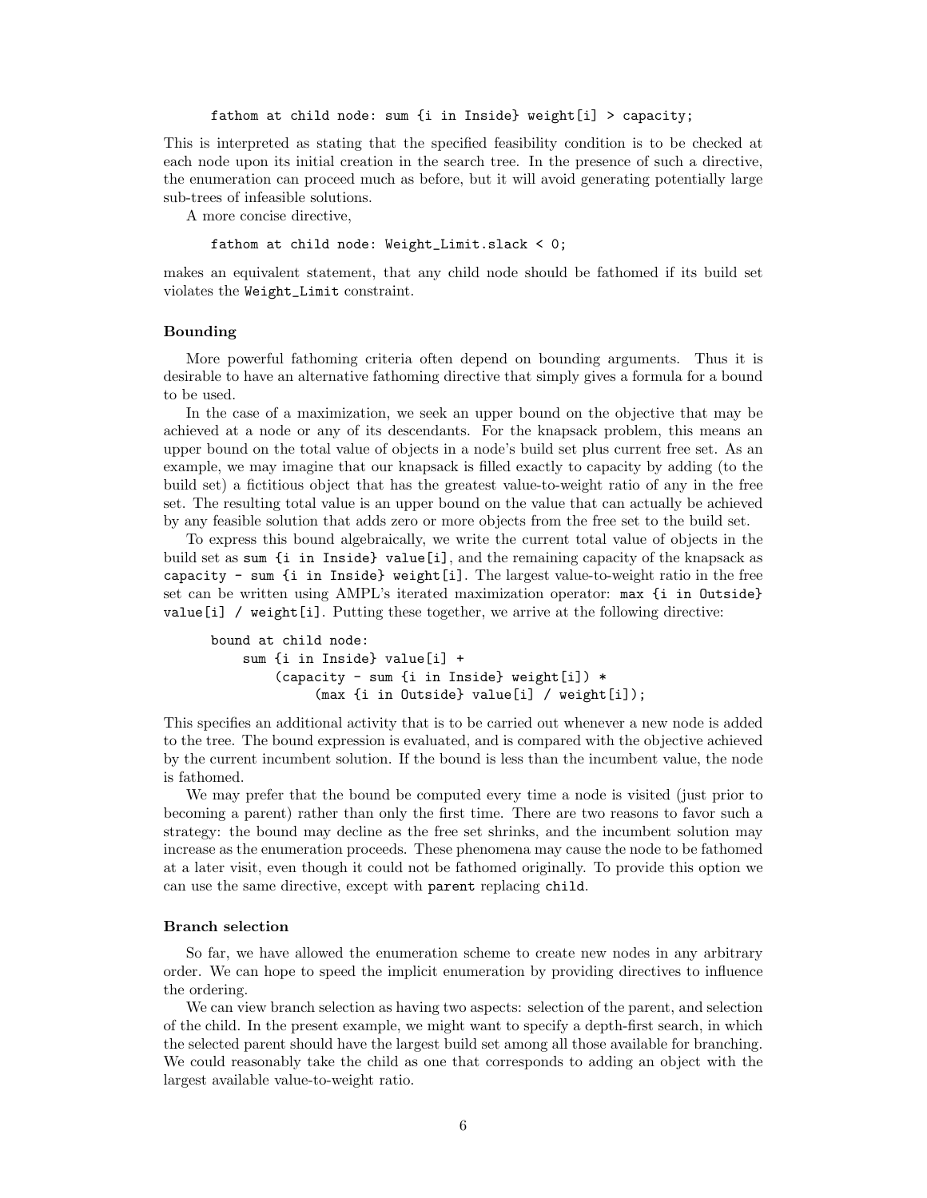```
fathom at child node: sum {i in Inside} weight[i] > capacity;
```

This is interpreted as stating that the specified feasibility condition is to be checked at each node upon its initial creation in the search tree. In the presence of such a directive, the enumeration can proceed much as before, but it will avoid generating potentially large sub-trees of infeasible solutions.

A more concise directive,

```
fathom at child node: Weight_Limit.slack < 0;
```

makes an equivalent statement, that any child node should be fathomed if its build set violates the `Weight_Limit` constraint.

### Bounding

More powerful fathoming criteria often depend on bounding arguments. Thus it is desirable to have an alternative fathoming directive that simply gives a formula for a bound to be used.

In the case of a maximization, we seek an upper bound on the objective that may be achieved at a node or any of its descendants. For the knapsack problem, this means an upper bound on the total value of objects in a node's build set plus current free set. As an example, we may imagine that our knapsack is filled exactly to capacity by adding (to the build set) a fictitious object that has the greatest value-to-weight ratio of any in the free set. The resulting total value is an upper bound on the value that can actually be achieved by any feasible solution that adds zero or more objects from the free set to the build set.

To express this bound algebraically, we write the current total value of objects in the build set as `sum {i in Inside} value[i]`, and the remaining capacity of the knapsack as `capacity - sum {i in Inside} weight[i]`. The largest value-to-weight ratio in the free set can be written using AMPL's iterated maximization operator: `max {i in Outside} value[i] / weight[i]`. Putting these together, we arrive at the following directive:

```
bound at child node:
    sum {i in Inside} value[i] +
        (capacity - sum {i in Inside} weight[i]) *
            (max {i in Outside} value[i] / weight[i]);
```

This specifies an additional activity that is to be carried out whenever a new node is added to the tree. The bound expression is evaluated, and is compared with the objective achieved by the current incumbent solution. If the bound is less than the incumbent value, the node is fathomed.

We may prefer that the bound be computed every time a node is visited (just prior to becoming a parent) rather than only the first time. There are two reasons to favor such a strategy: the bound may decline as the free set shrinks, and the incumbent solution may increase as the enumeration proceeds. These phenomena may cause the node to be fathomed at a later visit, even though it could not be fathomed originally. To provide this option we can use the same directive, except with `parent` replacing `child`.

### Branch selection

So far, we have allowed the enumeration scheme to create new nodes in any arbitrary order. We can hope to speed the implicit enumeration by providing directives to influence the ordering.

We can view branch selection as having two aspects: selection of the parent, and selection of the child. In the present example, we might want to specify a depth-first search, in which the selected parent should have the largest build set among all those available for branching. We could reasonably take the child as one that corresponds to adding an object with the largest available value-to-weight ratio.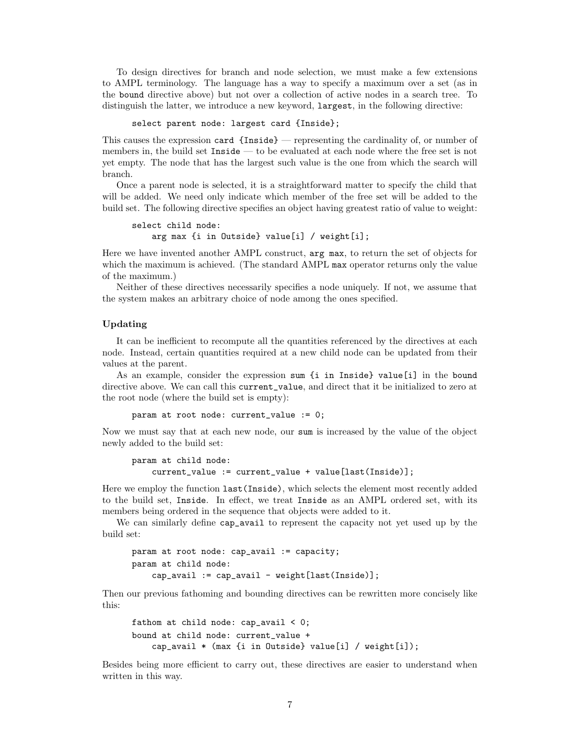To design directives for branch and node selection, we must make a few extensions to AMPL terminology. The language has a way to specify a maximum over a set (as in the `bound` directive above) but not over a collection of active nodes in a search tree. To distinguish the latter, we introduce a new keyword, `largest`, in the following directive:

```
select parent node: largest card {Inside};
```

This causes the expression `card {Inside}` — representing the cardinality of, or number of members in, the build set `Inside` — to be evaluated at each node where the free set is not yet empty. The node that has the largest such value is the one from which the search will branch.

Once a parent node is selected, it is a straightforward matter to specify the child that will be added. We need only indicate which member of the free set will be added to the build set. The following directive specifies an object having greatest ratio of value to weight:

```
select child node:
    arg max {i in Outside} value[i] / weight[i];
```

Here we have invented another AMPL construct, `arg max`, to return the set of objects for which the maximum is achieved. (The standard AMPL `max` operator returns only the value of the maximum.)

Neither of these directives necessarily specifies a node uniquely. If not, we assume that the system makes an arbitrary choice of node among the ones specified.

### Updating

It can be inefficient to recompute all the quantities referenced by the directives at each node. Instead, certain quantities required at a new child node can be updated from their values at the parent.

As an example, consider the expression `sum {i in Inside} value[i]` in the `bound` directive above. We can call this `current_value`, and direct that it be initialized to zero at the root node (where the build set is empty):

```
param at root node: current_value := 0;
```

Now we must say that at each new node, our `sum` is increased by the value of the object newly added to the build set:

```
param at child node:
    current_value := current_value + value[last(Inside)];
```

Here we employ the function `last(Inside)`, which selects the element most recently added to the build set, `Inside`. In effect, we treat `Inside` as an AMPL ordered set, with its members being ordered in the sequence that objects were added to it.

We can similarly define `cap_avail` to represent the capacity not yet used up by the build set:

```
param at root node: cap_avail := capacity;
param at child node:
    cap_avail := cap_avail - weight[last(Inside)];
```

Then our previous fathoming and bounding directives can be rewritten more concisely like this:

```
fathom at child node: cap_avail < 0;
bound at child node: current_value +
    cap_avail * (max {i in Outside} value[i] / weight[i]);
```

Besides being more efficient to carry out, these directives are easier to understand when written in this way.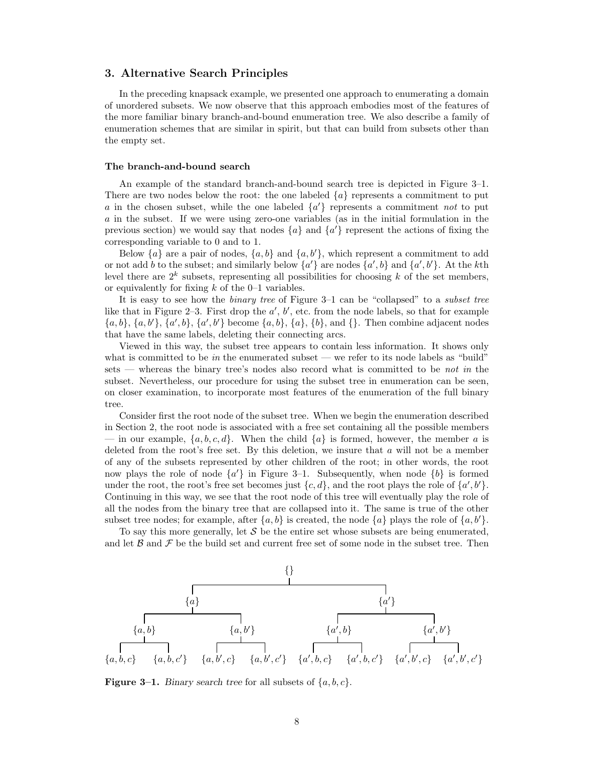## 3. Alternative Search Principles

In the preceding knapsack example, we presented one approach to enumerating a domain of unordered subsets. We now observe that this approach embodies most of the features of the more familiar binary branch-and-bound enumeration tree. We also describe a family of enumeration schemes that are similar in spirit, but that can build from subsets other than the empty set.

### The branch-and-bound search

An example of the standard branch-and-bound search tree is depicted in Figure 3–1. There are two nodes below the root: the one labeled $\{a\}$ represents a commitment to put $a$ in the chosen subset, while the one labeled $\{a'\}$ represents a commitment *not* to put $a$ in the subset. If we were using zero-one variables (as in the initial formulation in the previous section) we would say that nodes $\{a\}$ and $\{a'\}$ represent the actions of fixing the corresponding variable to 0 and to 1.

Below $\{a\}$ are a pair of nodes, $\{a, b\}$ and $\{a, b'\}$, which represent a commitment to add or not add $b$ to the subset; and similarly below $\{a'\}$ are nodes $\{a', b\}$ and $\{a', b'\}$. At the $k$th level there are $2^k$ subsets, representing all possibilities for choosing $k$ of the set members, or equivalently for fixing $k$ of the 0–1 variables.

It is easy to see how the *binary tree* of Figure 3–1 can be "collapsed" to a *subset tree* like that in Figure 2–3. First drop the $a'$, $b'$, etc. from the node labels, so that for example $\{a, b\}$, $\{a, b'\}$, $\{a', b\}$, $\{a', b'\}$ become $\{a, b\}$, $\{a\}$, $\{b\}$, and $\{\}$. Then combine adjacent nodes that have the same labels, deleting their connecting arcs.

Viewed in this way, the subset tree appears to contain less information. It shows only what is committed to be *in* the enumerated subset — we refer to its node labels as "build" sets — whereas the binary tree's nodes also record what is committed to be *not in* the subset. Nevertheless, our procedure for using the subset tree in enumeration can be seen, on closer examination, to incorporate most features of the enumeration of the full binary tree.

Consider first the root node of the subset tree. When we begin the enumeration described in Section 2, the root node is associated with a free set containing all the possible members — in our example, $\{a, b, c, d\}$. When the child $\{a\}$ is formed, however, the member $a$ is deleted from the root's free set. By this deletion, we insure that $a$ will not be a member of any of the subsets represented by other children of the root; in other words, the root now plays the role of node $\{a'\}$ in Figure 3–1. Subsequently, when node $\{b\}$ is formed under the root, the root's free set becomes just $\{c, d\}$, and the root plays the role of $\{a', b'\}$. Continuing in this way, we see that the root node of this tree will eventually play the role of all the nodes from the binary tree that are collapsed into it. The same is true of the other subset tree nodes; for example, after $\{a, b\}$ is created, the node $\{a\}$ plays the role of $\{a, b'\}$.

To say this more generally, let $\mathcal{S}$ be the entire set whose subsets are being enumerated, and let $\mathcal{B}$ and $\mathcal{F}$ be the build set and current free set of some node in the subset tree. Then

```
                                   {}
              ┌────────────────────┴────────────────────┐
             {a}                                      {a'}
       ┌──────┴──────┐                         ┌──────┴──────┐
     {a,b}         {a,b'}                   {a',b}        {a',b'}
    ┌──┴──┐       ┌──┴──┐                  ┌──┴──┐        ┌──┴──┐
{a,b,c} {a,b,c'} {a,b',c} {a,b',c'}  {a',b,c} {a',b,c'} {a',b',c} {a',b',c'}
```

**Figure 3–1.** *Binary search tree* for all subsets of $\{a, b, c\}$.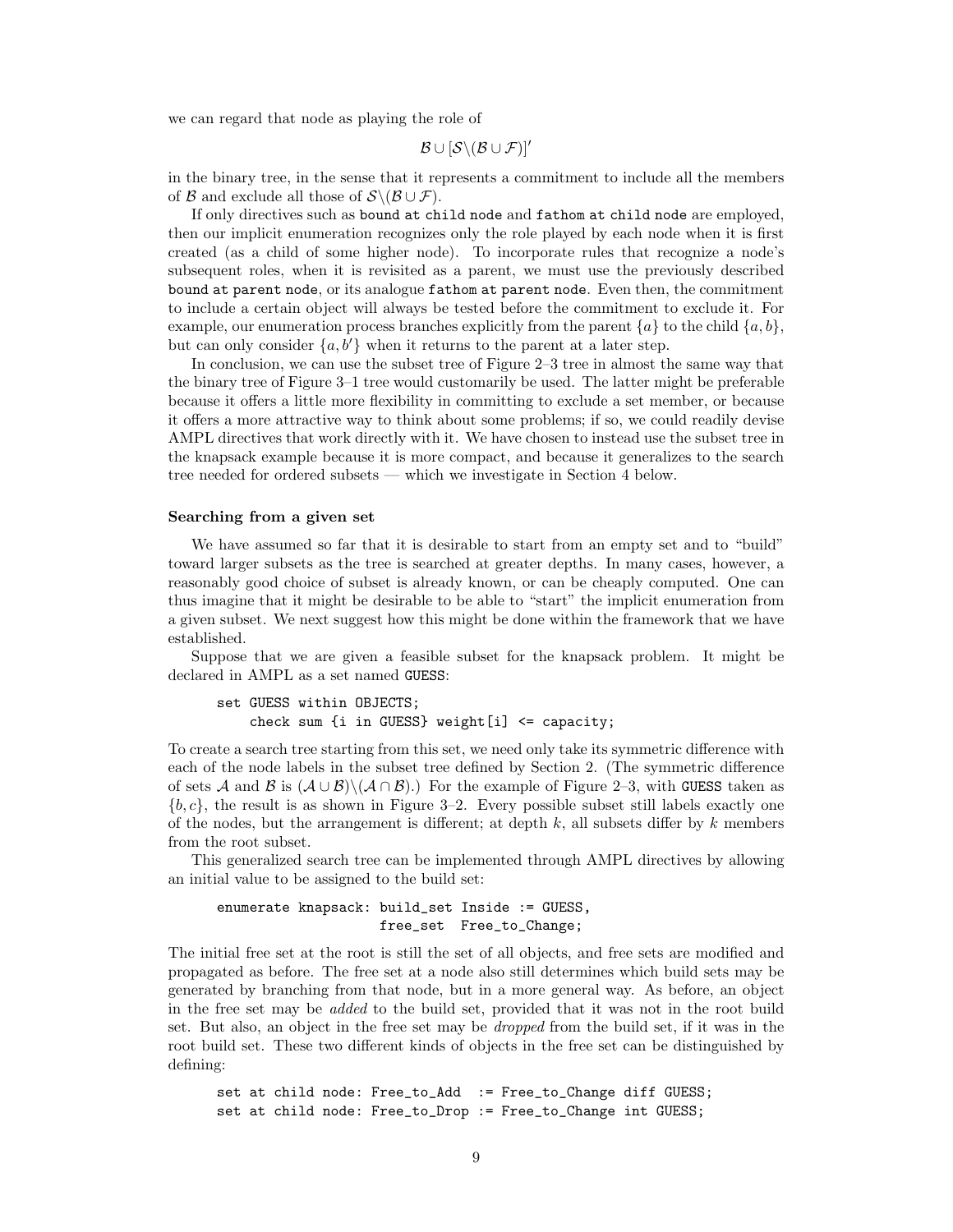we can regard that node as playing the role of

$$\mathcal{B} \cup [\mathcal{S} \backslash (\mathcal{B} \cup \mathcal{F})]'$$

in the binary tree, in the sense that it represents a commitment to include all the members of $\mathcal{B}$ and exclude all those of $\mathcal{S} \backslash (\mathcal{B} \cup \mathcal{F})$.

If only directives such as `bound at child node` and `fathom at child node` are employed, then our implicit enumeration recognizes only the role played by each node when it is first created (as a child of some higher node). To incorporate rules that recognize a node's subsequent roles, when it is revisited as a parent, we must use the previously described `bound at parent node`, or its analogue `fathom at parent node`. Even then, the commitment to include a certain object will always be tested before the commitment to exclude it. For example, our enumeration process branches explicitly from the parent $\{a\}$ to the child $\{a, b\}$, but can only consider $\{a, b'\}$ when it returns to the parent at a later step.

In conclusion, we can use the subset tree of Figure 2–3 tree in almost the same way that the binary tree of Figure 3–1 tree would customarily be used. The latter might be preferable because it offers a little more flexibility in committing to exclude a set member, or because it offers a more attractive way to think about some problems; if so, we could readily devise AMPL directives that work directly with it. We have chosen to instead use the subset tree in the knapsack example because it is more compact, and because it generalizes to the search tree needed for ordered subsets — which we investigate in Section 4 below.

### Searching from a given set

We have assumed so far that it is desirable to start from an empty set and to "build" toward larger subsets as the tree is searched at greater depths. In many cases, however, a reasonably good choice of subset is already known, or can be cheaply computed. One can thus imagine that it might be desirable to be able to "start" the implicit enumeration from a given subset. We next suggest how this might be done within the framework that we have established.

Suppose that we are given a feasible subset for the knapsack problem. It might be declared in AMPL as a set named `GUESS`:

```
set GUESS within OBJECTS;
    check sum {i in GUESS} weight[i] <= capacity;
```

To create a search tree starting from this set, we need only take its symmetric difference with each of the node labels in the subset tree defined by Section 2. (The symmetric difference of sets $\mathcal{A}$ and $\mathcal{B}$ is $(\mathcal{A} \cup \mathcal{B}) \backslash (\mathcal{A} \cap \mathcal{B})$.) For the example of Figure 2–3, with `GUESS` taken as $\{b, c\}$, the result is as shown in Figure 3–2. Every possible subset still labels exactly one of the nodes, but the arrangement is different; at depth $k$, all subsets differ by $k$ members from the root subset.

This generalized search tree can be implemented through AMPL directives by allowing an initial value to be assigned to the build set:

```
enumerate knapsack: build_set Inside := GUESS,
                    free_set  Free_to_Change;
```

The initial free set at the root is still the set of all objects, and free sets are modified and propagated as before. The free set at a node also still determines which build sets may be generated by branching from that node, but in a more general way. As before, an object in the free set may be *added* to the build set, provided that it was not in the root build set. But also, an object in the free set may be *dropped* from the build set, if it was in the root build set. These two different kinds of objects in the free set can be distinguished by defining:

```
set at child node: Free_to_Add  := Free_to_Change diff GUESS;
set at child node: Free_to_Drop := Free_to_Change int GUESS;
```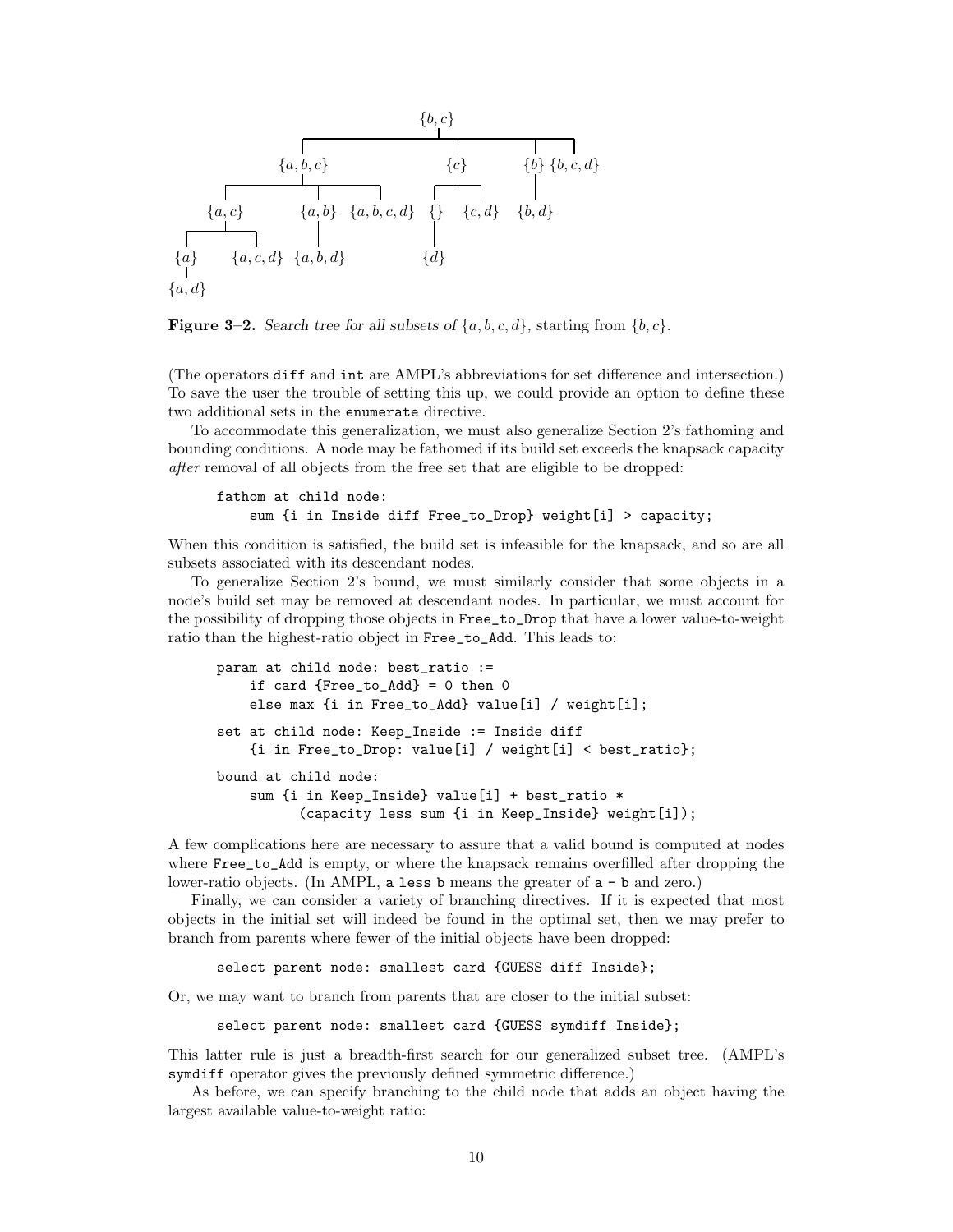Figure 3–2. *Search tree for all subsets of* $\{a, b, c, d\}$, *starting from* $\{b, c\}$.

(The operators diff and int are AMPL's abbreviations for set difference and intersection.) To save the user the trouble of setting this up, we could provide an option to define these two additional sets in the enumerate directive.

To accommodate this generalization, we must also generalize Section 2's fathoming and bounding conditions. A node may be fathomed if its build set exceeds the knapsack capacity *after* removal of all objects from the free set that are eligible to be dropped:

```
fathom at child node:
    sum {i in Inside diff Free_to_Drop} weight[i] > capacity;
```

When this condition is satisfied, the build set is infeasible for the knapsack, and so are all subsets associated with its descendant nodes.

To generalize Section 2's bound, we must similarly consider that some objects in a node's build set may be removed at descendant nodes. In particular, we must account for the possibility of dropping those objects in Free_to_Drop that have a lower value-to-weight ratio than the highest-ratio object in Free_to_Add. This leads to:

```
param at child node: best_ratio :=
    if card {Free_to_Add} = 0 then 0
    else max {i in Free_to_Add} value[i] / weight[i];

set at child node: Keep_Inside := Inside diff
    {i in Free_to_Drop: value[i] / weight[i] < best_ratio};

bound at child node:
    sum {i in Keep_Inside} value[i] + best_ratio *
        (capacity less sum {i in Keep_Inside} weight[i]);
```

A few complications here are necessary to assure that a valid bound is computed at nodes where Free_to_Add is empty, or where the knapsack remains overfilled after dropping the lower-ratio objects. (In AMPL, a less b means the greater of a - b and zero.)

Finally, we can consider a variety of branching directives. If it is expected that most objects in the initial set will indeed be found in the optimal set, then we may prefer to branch from parents where fewer of the initial objects have been dropped:

```
select parent node: smallest card {GUESS diff Inside};
```

Or, we may want to branch from parents that are closer to the initial subset:

```
select parent node: smallest card {GUESS symdiff Inside};
```

This latter rule is just a breadth-first search for our generalized subset tree. (AMPL's symdiff operator gives the previously defined symmetric difference.)

As before, we can specify branching to the child node that adds an object having the largest available value-to-weight ratio: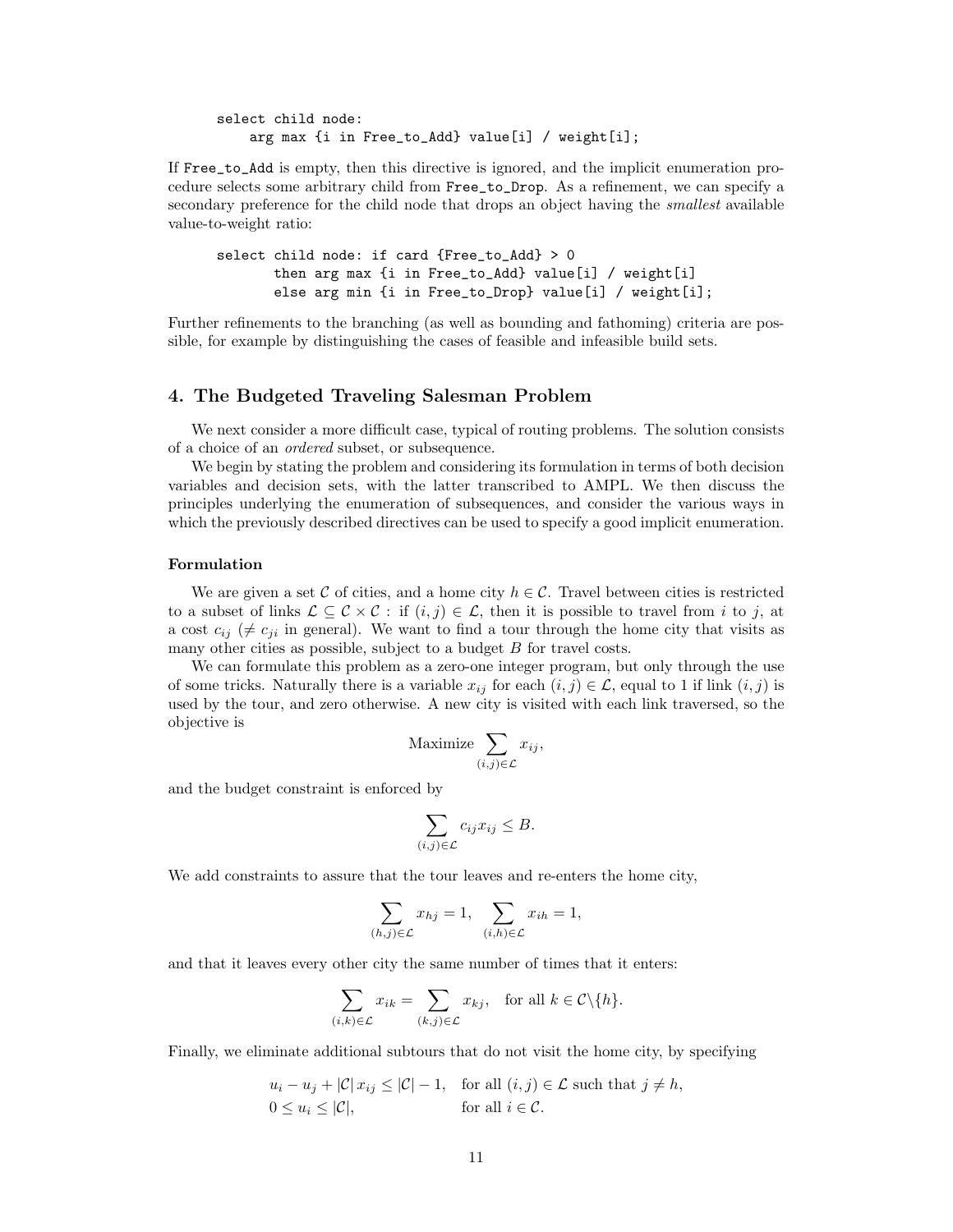```
select child node:
    arg max {i in Free_to_Add} value[i] / weight[i];
```

If Free_to_Add is empty, then this directive is ignored, and the implicit enumeration procedure selects some arbitrary child from Free_to_Drop. As a refinement, we can specify a secondary preference for the child node that drops an object having the *smallest* available value-to-weight ratio:

```
select child node: if card {Free_to_Add} > 0
      then arg max {i in Free_to_Add} value[i] / weight[i]
      else arg min {i in Free_to_Drop} value[i] / weight[i];
```

Further refinements to the branching (as well as bounding and fathoming) criteria are possible, for example by distinguishing the cases of feasible and infeasible build sets.

## 4. The Budgeted Traveling Salesman Problem

We next consider a more difficult case, typical of routing problems. The solution consists of a choice of an *ordered* subset, or subsequence.

We begin by stating the problem and considering its formulation in terms of both decision variables and decision sets, with the latter transcribed to AMPL. We then discuss the principles underlying the enumeration of subsequences, and consider the various ways in which the previously described directives can be used to specify a good implicit enumeration.

### Formulation

We are given a set $\mathcal{C}$ of cities, and a home city $h \in \mathcal{C}$. Travel between cities is restricted to a subset of links $\mathcal{L} \subseteq \mathcal{C} \times \mathcal{C}$ : if $(i, j) \in \mathcal{L}$, then it is possible to travel from $i$ to $j$, at a cost $c_{ij}$ ($\neq c_{ji}$ in general). We want to find a tour through the home city that visits as many other cities as possible, subject to a budget $B$ for travel costs.

We can formulate this problem as a zero-one integer program, but only through the use of some tricks. Naturally there is a variable $x_{ij}$ for each $(i, j) \in \mathcal{L}$, equal to 1 if link $(i, j)$ is used by the tour, and zero otherwise. A new city is visited with each link traversed, so the objective is

$$\text{Maximize} \sum_{(i,j)\in\mathcal{L}} x_{ij},$$

and the budget constraint is enforced by

$$\sum_{(i,j)\in\mathcal{L}} c_{ij} x_{ij} \leq B.$$

We add constraints to assure that the tour leaves and re-enters the home city,

$$\sum_{(h,j)\in\mathcal{L}} x_{hj} = 1, \quad \sum_{(i,h)\in\mathcal{L}} x_{ih} = 1,$$

and that it leaves every other city the same number of times that it enters:

$$\sum_{(i,k)\in\mathcal{L}} x_{ik} = \sum_{(k,j)\in\mathcal{L}} x_{kj}, \quad \text{for all } k \in \mathcal{C}\backslash\{h\}.$$

Finally, we eliminate additional subtours that do not visit the home city, by specifying

$$\begin{aligned} u_i - u_j + |\mathcal{C}|\, x_{ij} &\leq |\mathcal{C}| - 1, \quad \text{for all } (i,j) \in \mathcal{L} \text{ such that } j \neq h, \\ 0 \leq u_i &\leq |\mathcal{C}|, \quad \text{for all } i \in \mathcal{C}. \end{aligned}$$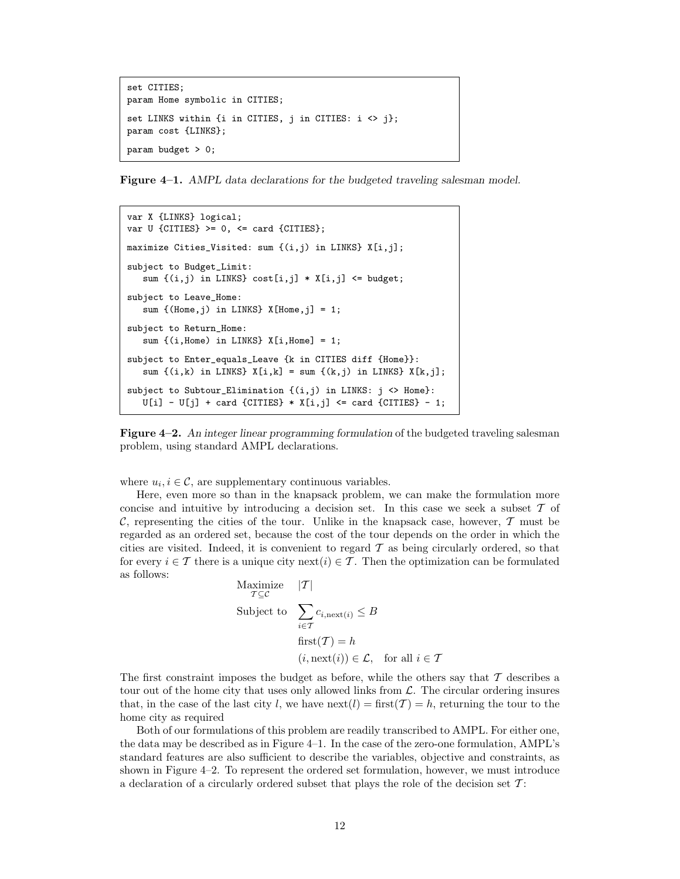```
set CITIES;
param Home symbolic in CITIES;

set LINKS within {i in CITIES, j in CITIES: i <> j};
param cost {LINKS};

param budget > 0;
```

**Figure 4–1.** *AMPL data declarations for the budgeted traveling salesman model.*

```
var X {LINKS} logical;
var U {CITIES} >= 0, <= card {CITIES};

maximize Cities_Visited: sum {(i,j) in LINKS} X[i,j];

subject to Budget_Limit:
   sum {(i,j) in LINKS} cost[i,j] * X[i,j] <= budget;

subject to Leave_Home:
   sum {(Home,j) in LINKS} X[Home,j] = 1;

subject to Return_Home:
   sum {(i,Home) in LINKS} X[i,Home] = 1;

subject to Enter_equals_Leave {k in CITIES diff {Home}}:
   sum {(i,k) in LINKS} X[i,k] = sum {(k,j) in LINKS} X[k,j];

subject to Subtour_Elimination {(i,j) in LINKS: j <> Home}:
   U[i] - U[j] + card {CITIES} * X[i,j] <= card {CITIES} - 1;
```

**Figure 4–2.** *An integer linear programming formulation* of the budgeted traveling salesman problem, using standard AMPL declarations.

where $u_i, i \in \mathcal{C}$, are supplementary continuous variables.

Here, even more so than in the knapsack problem, we can make the formulation more concise and intuitive by introducing a decision set. In this case we seek a subset $\mathcal{T}$ of $\mathcal{C}$, representing the cities of the tour. Unlike in the knapsack case, however, $\mathcal{T}$ must be regarded as an ordered set, because the cost of the tour depends on the order in which the cities are visited. Indeed, it is convenient to regard $\mathcal{T}$ as being circularly ordered, so that for every $i \in \mathcal{T}$ there is a unique city $\text{next}(i) \in \mathcal{T}$. Then the optimization can be formulated as follows:

$$
\begin{aligned}
\underset{\mathcal{T} \subseteq \mathcal{C}}{\text{Maximize}} \quad & |\mathcal{T}| \\
\text{Subject to} \quad & \sum_{i \in \mathcal{T}} c_{i,\text{next}(i)} \leq B \\
& \text{first}(\mathcal{T}) = h \\
& (i, \text{next}(i)) \in \mathcal{L}, \quad \text{for all } i \in \mathcal{T}
\end{aligned}
$$

The first constraint imposes the budget as before, while the others say that $\mathcal{T}$ describes a tour out of the home city that uses only allowed links from $\mathcal{L}$. The circular ordering insures that, in the case of the last city $l$, we have $\text{next}(l) = \text{first}(\mathcal{T}) = h$, returning the tour to the home city as required

Both of our formulations of this problem are readily transcribed to AMPL. For either one, the data may be described as in Figure 4–1. In the case of the zero-one formulation, AMPL's standard features are also sufficient to describe the variables, objective and constraints, as shown in Figure 4–2. To represent the ordered set formulation, however, we must introduce a declaration of a circularly ordered subset that plays the role of the decision set $\mathcal{T}$: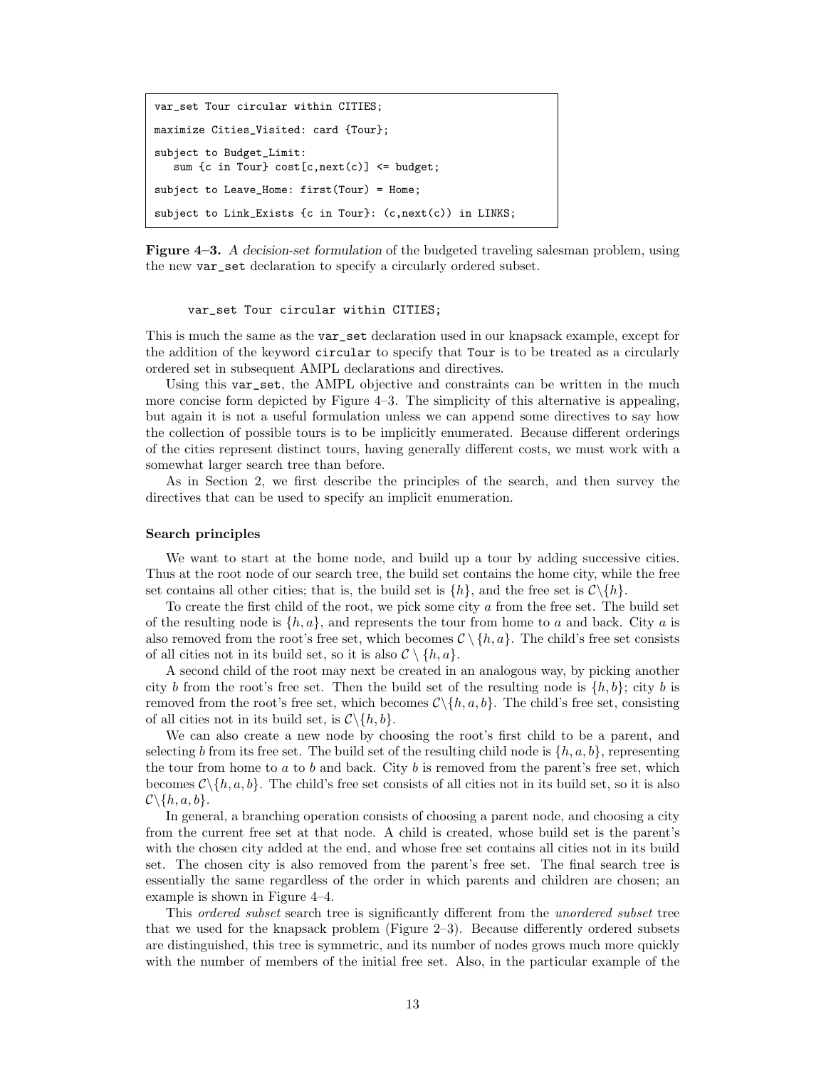```
var_set Tour circular within CITIES;

maximize Cities_Visited: card {Tour};

subject to Budget_Limit:
   sum {c in Tour} cost[c,next(c)] <= budget;

subject to Leave_Home: first(Tour) = Home;

subject to Link_Exists {c in Tour}: (c,next(c)) in LINKS;
```

**Figure 4–3.** *A decision-set formulation* of the budgeted traveling salesman problem, using the new `var_set` declaration to specify a circularly ordered subset.

```
var_set Tour circular within CITIES;
```

This is much the same as the `var_set` declaration used in our knapsack example, except for the addition of the keyword `circular` to specify that `Tour` is to be treated as a circularly ordered set in subsequent AMPL declarations and directives.

Using this `var_set`, the AMPL objective and constraints can be written in the much more concise form depicted by Figure 4–3. The simplicity of this alternative is appealing, but again it is not a useful formulation unless we can append some directives to say how the collection of possible tours is to be implicitly enumerated. Because different orderings of the cities represent distinct tours, having generally different costs, we must work with a somewhat larger search tree than before.

As in Section 2, we first describe the principles of the search, and then survey the directives that can be used to specify an implicit enumeration.

**Search principles**

We want to start at the home node, and build up a tour by adding successive cities. Thus at the root node of our search tree, the build set contains the home city, while the free set contains all other cities; that is, the build set is $\{h\}$, and the free set is $\mathcal{C}\backslash\{h\}$.

To create the first child of the root, we pick some city $a$ from the free set. The build set of the resulting node is $\{h, a\}$, and represents the tour from home to $a$ and back. City $a$ is also removed from the root's free set, which becomes $\mathcal{C} \setminus \{h, a\}$. The child's free set consists of all cities not in its build set, so it is also $\mathcal{C} \setminus \{h, a\}$.

A second child of the root may next be created in an analogous way, by picking another city $b$ from the root's free set. Then the build set of the resulting node is $\{h, b\}$; city $b$ is removed from the root's free set, which becomes $\mathcal{C}\backslash\{h, a, b\}$. The child's free set, consisting of all cities not in its build set, is $\mathcal{C}\backslash\{h, b\}$.

We can also create a new node by choosing the root's first child to be a parent, and selecting $b$ from its free set. The build set of the resulting child node is $\{h, a, b\}$, representing the tour from home to $a$ to $b$ and back. City $b$ is removed from the parent's free set, which becomes $\mathcal{C}\backslash\{h, a, b\}$. The child's free set consists of all cities not in its build set, so it is also $\mathcal{C}\backslash\{h, a, b\}$.

In general, a branching operation consists of choosing a parent node, and choosing a city from the current free set at that node. A child is created, whose build set is the parent's with the chosen city added at the end, and whose free set contains all cities not in its build set. The chosen city is also removed from the parent's free set. The final search tree is essentially the same regardless of the order in which parents and children are chosen; an example is shown in Figure 4–4.

This *ordered subset* search tree is significantly different from the *unordered subset* tree that we used for the knapsack problem (Figure 2–3). Because differently ordered subsets are distinguished, this tree is symmetric, and its number of nodes grows much more quickly with the number of members of the initial free set. Also, in the particular example of the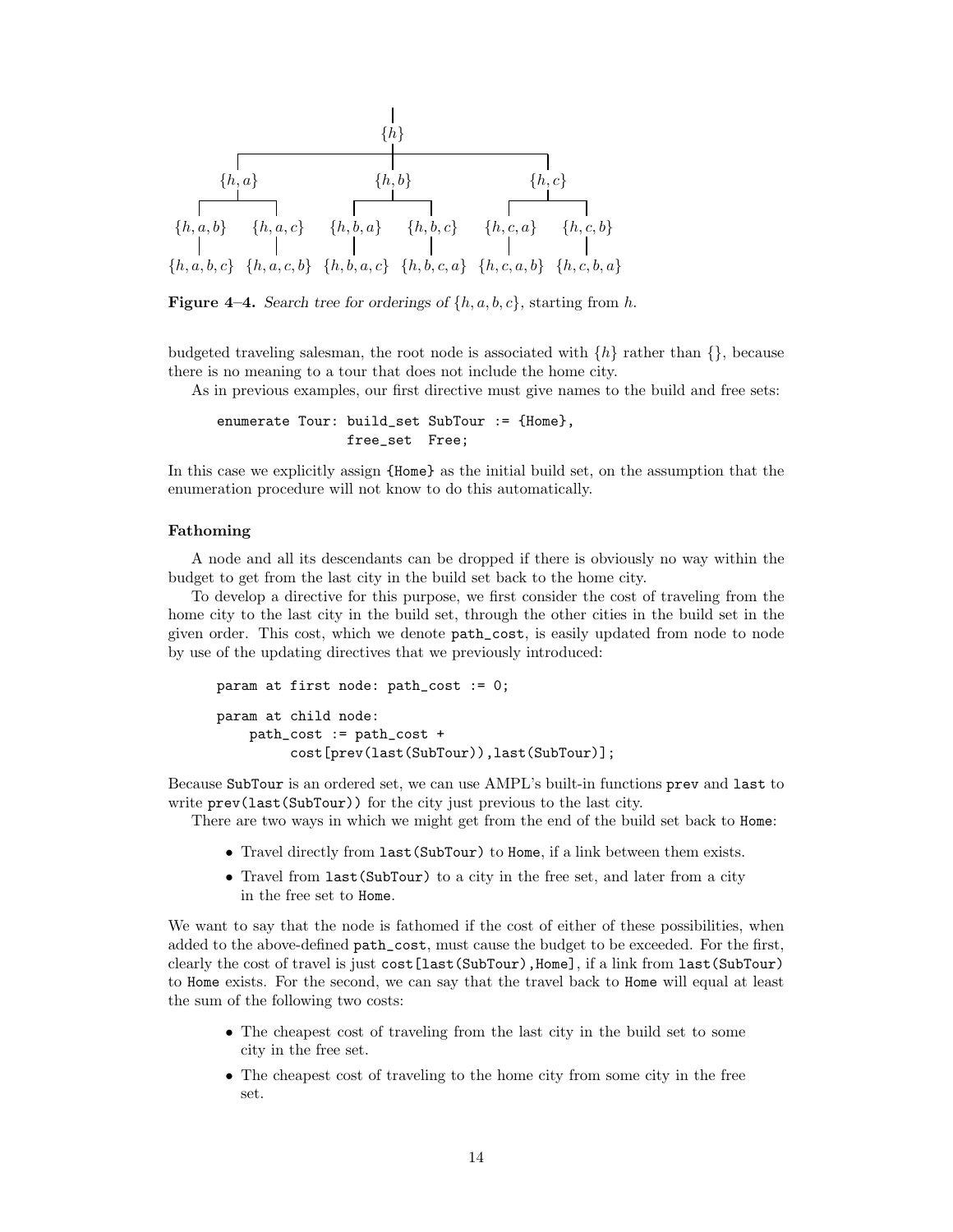Figure 4–4. *Search tree for orderings of* $\{h, a, b, c\}$, *starting from* $h$.

budgeted traveling salesman, the root node is associated with $\{h\}$ rather than $\{\}$, because there is no meaning to a tour that does not include the home city.

As in previous examples, our first directive must give names to the build and free sets:

```
enumerate Tour: build_set SubTour := {Home},
                free_set  Free;
```

In this case we explicitly assign `{Home}` as the initial build set, on the assumption that the enumeration procedure will not know to do this automatically.

### Fathoming

A node and all its descendants can be dropped if there is obviously no way within the budget to get from the last city in the build set back to the home city.

To develop a directive for this purpose, we first consider the cost of traveling from the home city to the last city in the build set, through the other cities in the build set in the given order. This cost, which we denote `path_cost`, is easily updated from node to node by use of the updating directives that we previously introduced:

```
param at first node: path_cost := 0;

param at child node:
    path_cost := path_cost +
         cost[prev(last(SubTour)),last(SubTour)];
```

Because `SubTour` is an ordered set, we can use AMPL's built-in functions `prev` and `last` to write `prev(last(SubTour))` for the city just previous to the last city.

There are two ways in which we might get from the end of the build set back to `Home`:

- Travel directly from `last(SubTour)` to `Home`, if a link between them exists.
- Travel from `last(SubTour)` to a city in the free set, and later from a city in the free set to `Home`.

We want to say that the node is fathomed if the cost of either of these possibilities, when added to the above-defined `path_cost`, must cause the budget to be exceeded. For the first, clearly the cost of travel is just `cost[last(SubTour),Home]`, if a link from `last(SubTour)` to `Home` exists. For the second, we can say that the travel back to `Home` will equal at least the sum of the following two costs:

- The cheapest cost of traveling from the last city in the build set to some city in the free set.
- The cheapest cost of traveling to the home city from some city in the free set.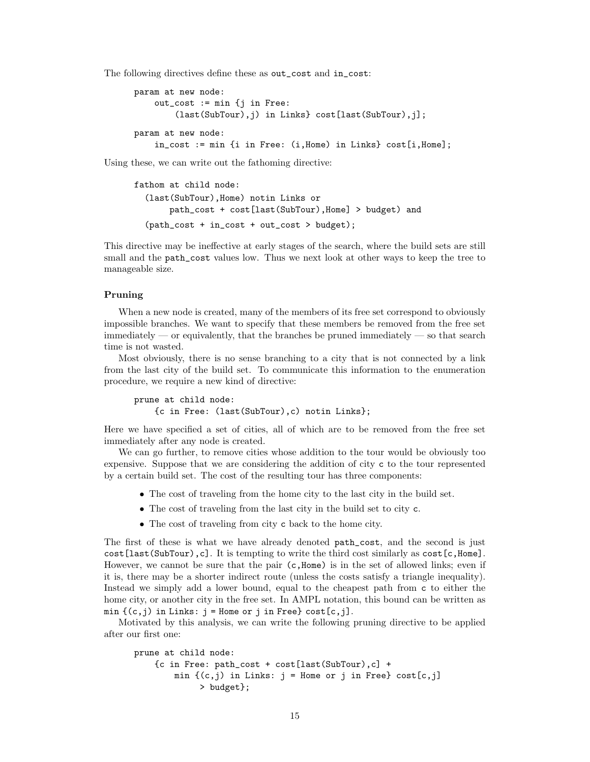The following directives define these as `out_cost` and `in_cost`:

```
param at new node:
    out_cost := min {j in Free:
        (last(SubTour),j) in Links} cost[last(SubTour),j];

param at new node:
    in_cost := min {i in Free: (i,Home) in Links} cost[i,Home];
```

Using these, we can write out the fathoming directive:

```
fathom at child node:
  (last(SubTour),Home) notin Links or
      path_cost + cost[last(SubTour),Home] > budget) and
  (path_cost + in_cost + out_cost > budget);
```

This directive may be ineffective at early stages of the search, where the build sets are still small and the `path_cost` values low. Thus we next look at other ways to keep the tree to manageable size.

### Pruning

When a new node is created, many of the members of its free set correspond to obviously impossible branches. We want to specify that these members be removed from the free set immediately — or equivalently, that the branches be pruned immediately — so that search time is not wasted.

Most obviously, there is no sense branching to a city that is not connected by a link from the last city of the build set. To communicate this information to the enumeration procedure, we require a new kind of directive:

```
prune at child node:
    {c in Free: (last(SubTour),c) notin Links};
```

Here we have specified a set of cities, all of which are to be removed from the free set immediately after any node is created.

We can go further, to remove cities whose addition to the tour would be obviously too expensive. Suppose that we are considering the addition of city `c` to the tour represented by a certain build set. The cost of the resulting tour has three components:

- The cost of traveling from the home city to the last city in the build set.
- The cost of traveling from the last city in the build set to city `c`.
- The cost of traveling from city `c` back to the home city.

The first of these is what we have already denoted `path_cost`, and the second is just `cost[last(SubTour),c]`. It is tempting to write the third cost similarly as `cost[c,Home]`. However, we cannot be sure that the pair `(c,Home)` is in the set of allowed links; even if it is, there may be a shorter indirect route (unless the costs satisfy a triangle inequality). Instead we simply add a lower bound, equal to the cheapest path from `c` to either the home city, or another city in the free set. In AMPL notation, this bound can be written as `min {(c,j) in Links: j = Home or j in Free} cost[c,j]`.

Motivated by this analysis, we can write the following pruning directive to be applied after our first one:

```
prune at child node:
    {c in Free: path_cost + cost[last(SubTour),c] +
        min {(c,j) in Links: j = Home or j in Free} cost[c,j]
            > budget};
```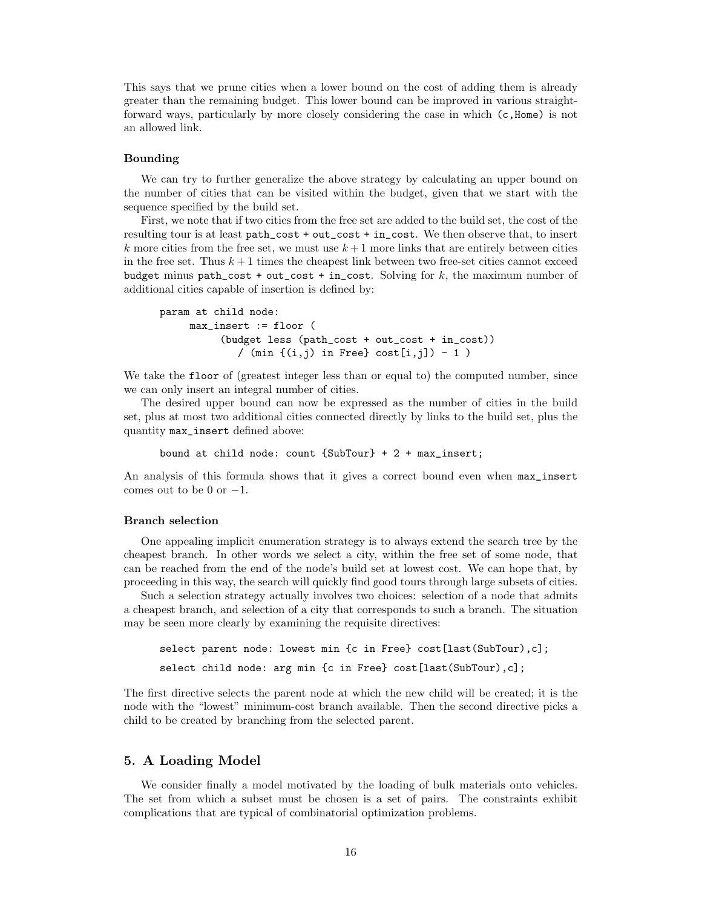This says that we prune cities when a lower bound on the cost of adding them is already greater than the remaining budget. This lower bound can be improved in various straightforward ways, particularly by more closely considering the case in which `(c,Home)` is not an allowed link.

#### Bounding

We can try to further generalize the above strategy by calculating an upper bound on the number of cities that can be visited within the budget, given that we start with the sequence specified by the build set.

First, we note that if two cities from the free set are added to the build set, the cost of the resulting tour is at least `path_cost + out_cost + in_cost`. We then observe that, to insert $k$ more cities from the free set, we must use $k+1$ more links that are entirely between cities in the free set. Thus $k+1$ times the cheapest link between two free-set cities cannot exceed `budget` minus `path_cost + out_cost + in_cost`. Solving for $k$, the maximum number of additional cities capable of insertion is defined by:

```
param at child node:
     max_insert := floor (
          (budget less (path_cost + out_cost + in_cost))
             / (min {(i,j) in Free} cost[i,j]) - 1 )
```

We take the `floor` of (greatest integer less than or equal to) the computed number, since we can only insert an integral number of cities.

The desired upper bound can now be expressed as the number of cities in the build set, plus at most two additional cities connected directly by links to the build set, plus the quantity `max_insert` defined above:

```
bound at child node: count {SubTour} + 2 + max_insert;
```

An analysis of this formula shows that it gives a correct bound even when `max_insert` comes out to be 0 or $-1$.

#### Branch selection

One appealing implicit enumeration strategy is to always extend the search tree by the cheapest branch. In other words we select a city, within the free set of some node, that can be reached from the end of the node's build set at lowest cost. We can hope that, by proceeding in this way, the search will quickly find good tours through large subsets of cities.

Such a selection strategy actually involves two choices: selection of a node that admits a cheapest branch, and selection of a city that corresponds to such a branch. The situation may be seen more clearly by examining the requisite directives:

```
select parent node: lowest min {c in Free} cost[last(SubTour),c];

select child node: arg min {c in Free} cost[last(SubTour),c];
```

The first directive selects the parent node at which the new child will be created; it is the node with the "lowest" minimum-cost branch available. Then the second directive picks a child to be created by branching from the selected parent.

## 5. A Loading Model

We consider finally a model motivated by the loading of bulk materials onto vehicles. The set from which a subset must be chosen is a set of pairs. The constraints exhibit complications that are typical of combinatorial optimization problems.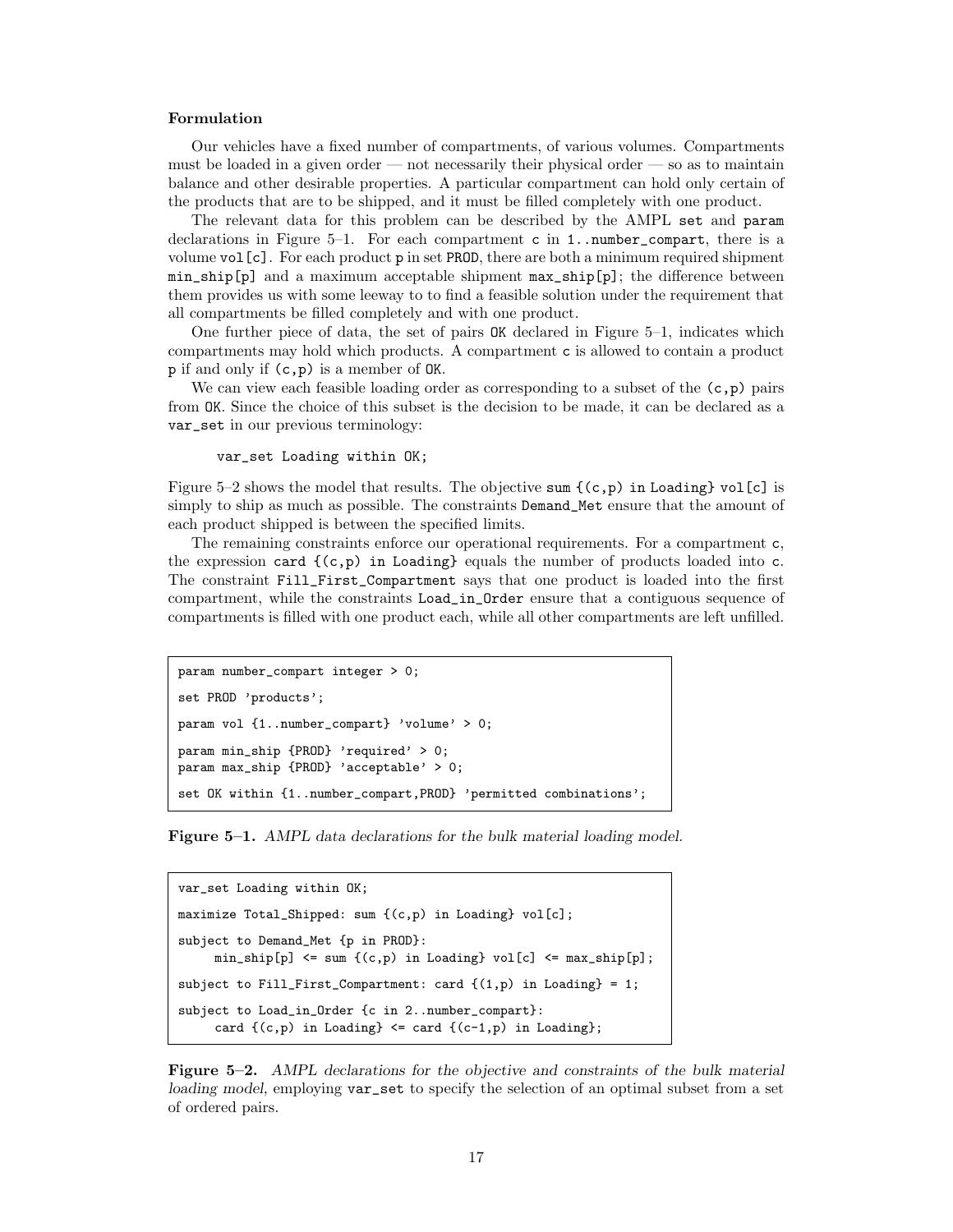**Formulation**

Our vehicles have a fixed number of compartments, of various volumes. Compartments must be loaded in a given order — not necessarily their physical order — so as to maintain balance and other desirable properties. A particular compartment can hold only certain of the products that are to be shipped, and it must be filled completely with one product.

The relevant data for this problem can be described by the AMPL `set` and `param` declarations in Figure 5–1. For each compartment `c` in `1..number_compart`, there is a volume `vol[c]`. For each product `p` in set `PROD`, there are both a minimum required shipment `min_ship[p]` and a maximum acceptable shipment `max_ship[p]`; the difference between them provides us with some leeway to to find a feasible solution under the requirement that all compartments be filled completely and with one product.

One further piece of data, the set of pairs `OK` declared in Figure 5–1, indicates which compartments may hold which products. A compartment `c` is allowed to contain a product `p` if and only if `(c,p)` is a member of `OK`.

We can view each feasible loading order as corresponding to a subset of the `(c,p)` pairs from `OK`. Since the choice of this subset is the decision to be made, it can be declared as a `var_set` in our previous terminology:

```
var_set Loading within OK;
```

Figure 5–2 shows the model that results. The objective `sum {(c,p) in Loading} vol[c]` is simply to ship as much as possible. The constraints `Demand_Met` ensure that the amount of each product shipped is between the specified limits.

The remaining constraints enforce our operational requirements. For a compartment `c`, the expression `card {(c,p) in Loading}` equals the number of products loaded into `c`. The constraint `Fill_First_Compartment` says that one product is loaded into the first compartment, while the constraints `Load_in_Order` ensure that a contiguous sequence of compartments is filled with one product each, while all other compartments are left unfilled.

```
param number_compart integer > 0;

set PROD 'products';

param vol {1..number_compart} 'volume' > 0;

param min_ship {PROD} 'required' > 0;
param max_ship {PROD} 'acceptable' > 0;

set OK within {1..number_compart,PROD} 'permitted combinations';
```

**Figure 5–1.** *AMPL data declarations for the bulk material loading model.*

```
var_set Loading within OK;

maximize Total_Shipped: sum {(c,p) in Loading} vol[c];

subject to Demand_Met {p in PROD}:
     min_ship[p] <= sum {(c,p) in Loading} vol[c] <= max_ship[p];

subject to Fill_First_Compartment: card {(1,p) in Loading} = 1;

subject to Load_in_Order {c in 2..number_compart}:
     card {(c,p) in Loading} <= card {(c-1,p) in Loading};
```

**Figure 5–2.** *AMPL declarations for the objective and constraints of the bulk material loading model,* employing `var_set` to specify the selection of an optimal subset from a set of ordered pairs.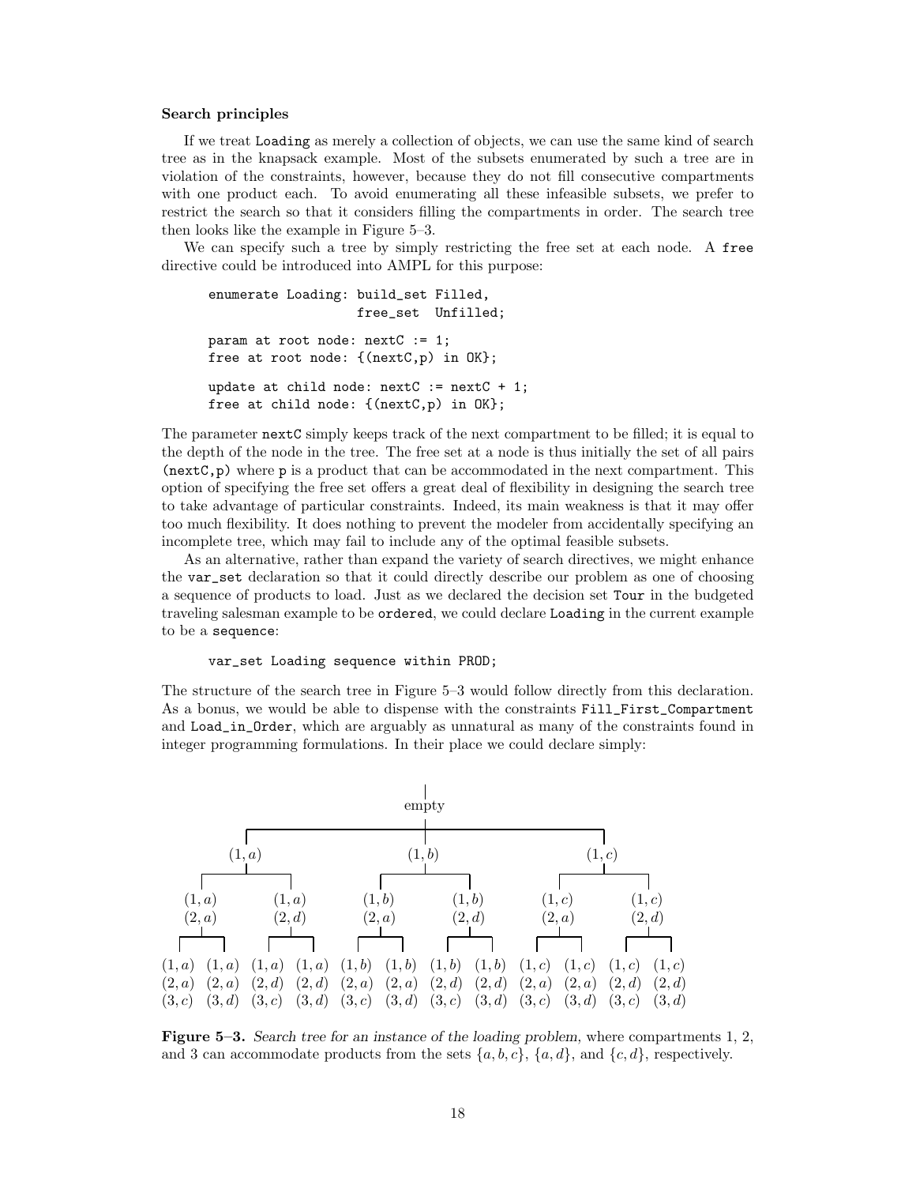**Search principles**

If we treat `Loading` as merely a collection of objects, we can use the same kind of search tree as in the knapsack example. Most of the subsets enumerated by such a tree are in violation of the constraints, however, because they do not fill consecutive compartments with one product each. To avoid enumerating all these infeasible subsets, we prefer to restrict the search so that it considers filling the compartments in order. The search tree then looks like the example in Figure 5–3.

We can specify such a tree by simply restricting the free set at each node. A `free` directive could be introduced into AMPL for this purpose:

```
enumerate Loading: build_set Filled,
                   free_set  Unfilled;

param at root node: nextC := 1;
free at root node: {(nextC,p) in OK};

update at child node: nextC := nextC + 1;
free at child node: {(nextC,p) in OK};
```

The parameter `nextC` simply keeps track of the next compartment to be filled; it is equal to the depth of the node in the tree. The free set at a node is thus initially the set of all pairs `(nextC,p)` where `p` is a product that can be accommodated in the next compartment. This option of specifying the free set offers a great deal of flexibility in designing the search tree to take advantage of particular constraints. Indeed, its main weakness is that it may offer too much flexibility. It does nothing to prevent the modeler from accidentally specifying an incomplete tree, which may fail to include any of the optimal feasible subsets.

As an alternative, rather than expand the variety of search directives, we might enhance the `var_set` declaration so that it could directly describe our problem as one of choosing a sequence of products to load. Just as we declared the decision set `Tour` in the budgeted traveling salesman example to be `ordered`, we could declare `Loading` in the current example to be a `sequence`:

```
var_set Loading sequence within PROD;
```

The structure of the search tree in Figure 5–3 would follow directly from this declaration. As a bonus, we would be able to dispense with the constraints `Fill_First_Compartment` and `Load_in_Order`, which are arguably as unnatural as many of the constraints found in integer programming formulations. In their place we could declare simply:

- empty
  - $(1,a)$
    - $(1,a)$ $(2,a)$
      - $(1,a)$ $(2,a)$ $(3,c)$
      - $(1,a)$ $(2,a)$ $(3,d)$
    - $(1,a)$ $(2,d)$
      - $(1,a)$ $(2,d)$ $(3,c)$
      - $(1,a)$ $(2,d)$ $(3,d)$
  - $(1,b)$
    - $(1,b)$ $(2,a)$
      - $(1,b)$ $(2,a)$ $(3,c)$
      - $(1,b)$ $(2,a)$ $(3,d)$
    - $(1,b)$ $(2,d)$
      - $(1,b)$ $(2,d)$ $(3,c)$
      - $(1,b)$ $(2,d)$ $(3,d)$
  - $(1,c)$
    - $(1,c)$ $(2,a)$
      - $(1,c)$ $(2,a)$ $(3,c)$
      - $(1,c)$ $(2,a)$ $(3,d)$
    - $(1,c)$ $(2,d)$
      - $(1,c)$ $(2,d)$ $(3,c)$
      - $(1,c)$ $(2,d)$ $(3,d)$

**Figure 5–3.** *Search tree for an instance of the loading problem,* where compartments 1, 2, and 3 can accommodate products from the sets $\{a, b, c\}$, $\{a, d\}$, and $\{c, d\}$, respectively.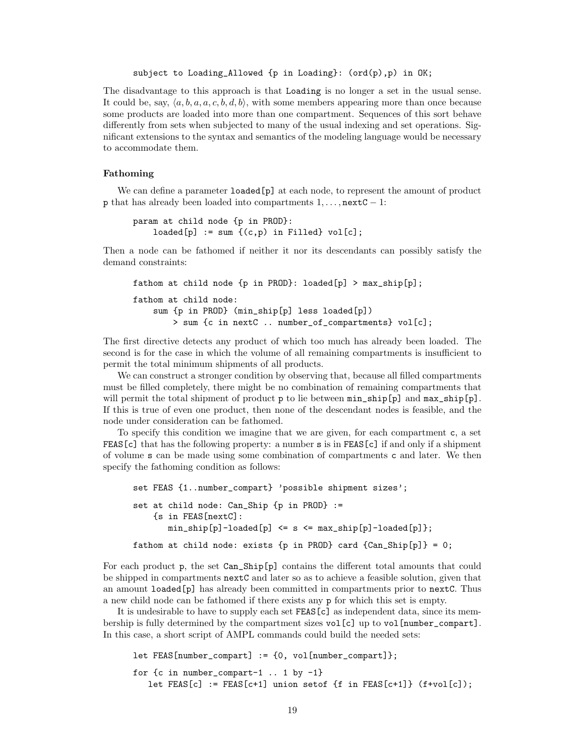```
subject to Loading_Allowed {p in Loading}: (ord(p),p) in OK;
```

The disadvantage to this approach is that Loading is no longer a set in the usual sense. It could be, say, $\langle a, b, a, a, c, b, d, b \rangle$, with some members appearing more than once because some products are loaded into more than one compartment. Sequences of this sort behave differently from sets when subjected to many of the usual indexing and set operations. Significant extensions to the syntax and semantics of the modeling language would be necessary to accommodate them.

#### Fathoming

We can define a parameter loaded[p] at each node, to represent the amount of product p that has already been loaded into compartments $1, \ldots,$ nextC $- 1$:

```
param at child node {p in PROD}:
    loaded[p] := sum {(c,p) in Filled} vol[c];
```

Then a node can be fathomed if neither it nor its descendants can possibly satisfy the demand constraints:

```
fathom at child node {p in PROD}: loaded[p] > max_ship[p];

fathom at child node:
    sum {p in PROD} (min_ship[p] less loaded[p])
        > sum {c in nextC .. number_of_compartments} vol[c];
```

The first directive detects any product of which too much has already been loaded. The second is for the case in which the volume of all remaining compartments is insufficient to permit the total minimum shipments of all products.

We can construct a stronger condition by observing that, because all filled compartments must be filled completely, there might be no combination of remaining compartments that will permit the total shipment of product p to lie between min_ship[p] and max_ship[p]. If this is true of even one product, then none of the descendant nodes is feasible, and the node under consideration can be fathomed.

To specify this condition we imagine that we are given, for each compartment c, a set FEAS[c] that has the following property: a number s is in FEAS[c] if and only if a shipment of volume s can be made using some combination of compartments c and later. We then specify the fathoming condition as follows:

```
set FEAS {1..number_compart} 'possible shipment sizes';

set at child node: Can_Ship {p in PROD} :=
    {s in FEAS[nextC]:
       min_ship[p]-loaded[p] <= s <= max_ship[p]-loaded[p]};

fathom at child node: exists {p in PROD} card {Can_Ship[p]} = 0;
```

For each product p, the set Can_Ship[p] contains the different total amounts that could be shipped in compartments nextC and later so as to achieve a feasible solution, given that an amount loaded[p] has already been committed in compartments prior to nextC. Thus a new child node can be fathomed if there exists any p for which this set is empty.

It is undesirable to have to supply each set FEAS[c] as independent data, since its membership is fully determined by the compartment sizes vol[c] up to vol[number_compart]. In this case, a short script of AMPL commands could build the needed sets:

```
let FEAS[number_compart] := {0, vol[number_compart]};

for {c in number_compart-1 .. 1 by -1}
   let FEAS[c] := FEAS[c+1] union setof {f in FEAS[c+1]} (f+vol[c]);
```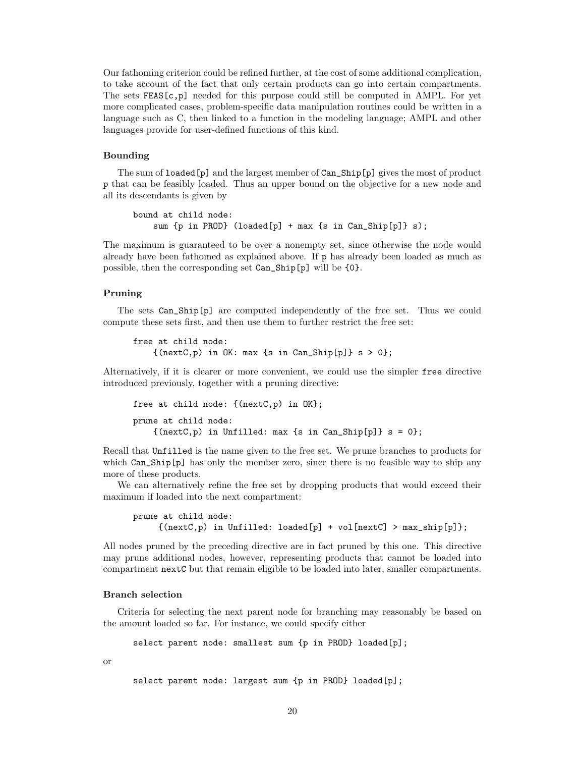Our fathoming criterion could be refined further, at the cost of some additional complication, to take account of the fact that only certain products can go into certain compartments. The sets `FEAS[c,p]` needed for this purpose could still be computed in AMPL. For yet more complicated cases, problem-specific data manipulation routines could be written in a language such as C, then linked to a function in the modeling language; AMPL and other languages provide for user-defined functions of this kind.

### Bounding

The sum of `loaded[p]` and the largest member of `Can_Ship[p]` gives the most of product `p` that can be feasibly loaded. Thus an upper bound on the objective for a new node and all its descendants is given by

```
bound at child node:
    sum {p in PROD} (loaded[p] + max {s in Can_Ship[p]} s);
```

The maximum is guaranteed to be over a nonempty set, since otherwise the node would already have been fathomed as explained above. If `p` has already been loaded as much as possible, then the corresponding set `Can_Ship[p]` will be `{0}`.

### Pruning

The sets `Can_Ship[p]` are computed independently of the free set. Thus we could compute these sets first, and then use them to further restrict the free set:

```
free at child node:
    {(nextC,p) in OK: max {s in Can_Ship[p]} s > 0};
```

Alternatively, if it is clearer or more convenient, we could use the simpler `free` directive introduced previously, together with a pruning directive:

```
free at child node: {(nextC,p) in OK};

prune at child node:
    {(nextC,p) in Unfilled: max {s in Can_Ship[p]} s = 0};
```

Recall that `Unfilled` is the name given to the free set. We prune branches to products for which `Can_Ship[p]` has only the member zero, since there is no feasible way to ship any more of these products.

We can alternatively refine the free set by dropping products that would exceed their maximum if loaded into the next compartment:

```
prune at child node:
     {(nextC,p) in Unfilled: loaded[p] + vol[nextC] > max_ship[p]};
```

All nodes pruned by the preceding directive are in fact pruned by this one. This directive may prune additional nodes, however, representing products that cannot be loaded into compartment `nextC` but that remain eligible to be loaded into later, smaller compartments.

### Branch selection

Criteria for selecting the next parent node for branching may reasonably be based on the amount loaded so far. For instance, we could specify either

```
select parent node: smallest sum {p in PROD} loaded[p];
```

or

```
select parent node: largest sum {p in PROD} loaded[p];
```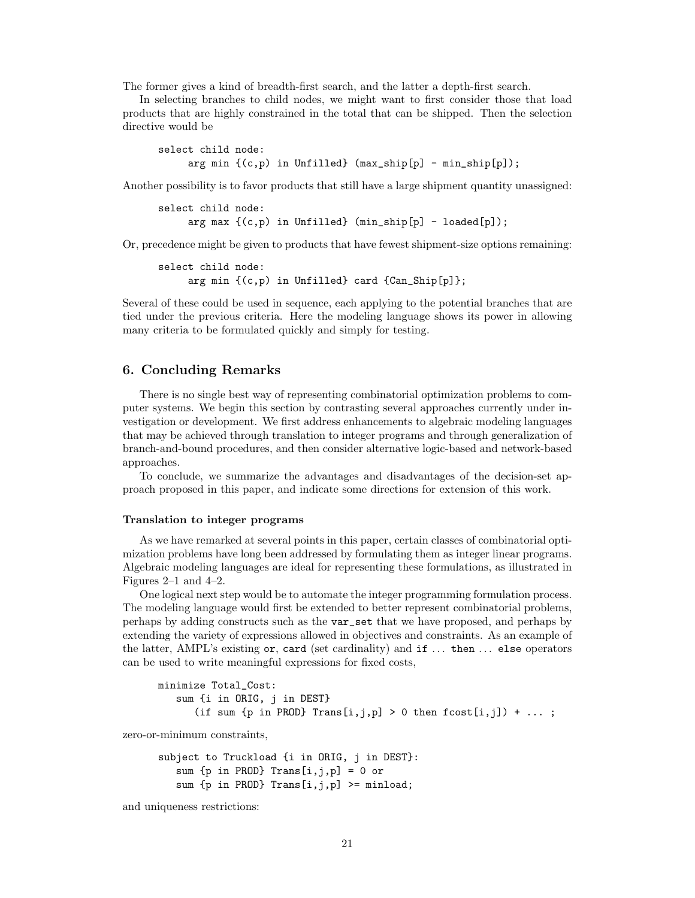The former gives a kind of breadth-first search, and the latter a depth-first search.

In selecting branches to child nodes, we might want to first consider those that load products that are highly constrained in the total that can be shipped. Then the selection directive would be

```
select child node:
     arg min {(c,p) in Unfilled} (max_ship[p] - min_ship[p]);
```

Another possibility is to favor products that still have a large shipment quantity unassigned:

```
select child node:
     arg max {(c,p) in Unfilled} (min_ship[p] - loaded[p]);
```

Or, precedence might be given to products that have fewest shipment-size options remaining:

```
select child node:
     arg min {(c,p) in Unfilled} card {Can_Ship[p]};
```

Several of these could be used in sequence, each applying to the potential branches that are tied under the previous criteria. Here the modeling language shows its power in allowing many criteria to be formulated quickly and simply for testing.

## 6. Concluding Remarks

There is no single best way of representing combinatorial optimization problems to computer systems. We begin this section by contrasting several approaches currently under investigation or development. We first address enhancements to algebraic modeling languages that may be achieved through translation to integer programs and through generalization of branch-and-bound procedures, and then consider alternative logic-based and network-based approaches.

To conclude, we summarize the advantages and disadvantages of the decision-set approach proposed in this paper, and indicate some directions for extension of this work.

### Translation to integer programs

As we have remarked at several points in this paper, certain classes of combinatorial optimization problems have long been addressed by formulating them as integer linear programs. Algebraic modeling languages are ideal for representing these formulations, as illustrated in Figures 2–1 and 4–2.

One logical next step would be to automate the integer programming formulation process. The modeling language would first be extended to better represent combinatorial problems, perhaps by adding constructs such as the `var_set` that we have proposed, and perhaps by extending the variety of expressions allowed in objectives and constraints. As an example of the latter, AMPL's existing `or`, `card` (set cardinality) and `if` ... `then` ... `else` operators can be used to write meaningful expressions for fixed costs,

```
minimize Total_Cost:
   sum {i in ORIG, j in DEST}
      (if sum {p in PROD} Trans[i,j,p] > 0 then fcost[i,j]) + ... ;
```

zero-or-minimum constraints,

```
subject to Truckload {i in ORIG, j in DEST}:
   sum {p in PROD} Trans[i,j,p] = 0 or
   sum {p in PROD} Trans[i,j,p] >= minload;
```

and uniqueness restrictions: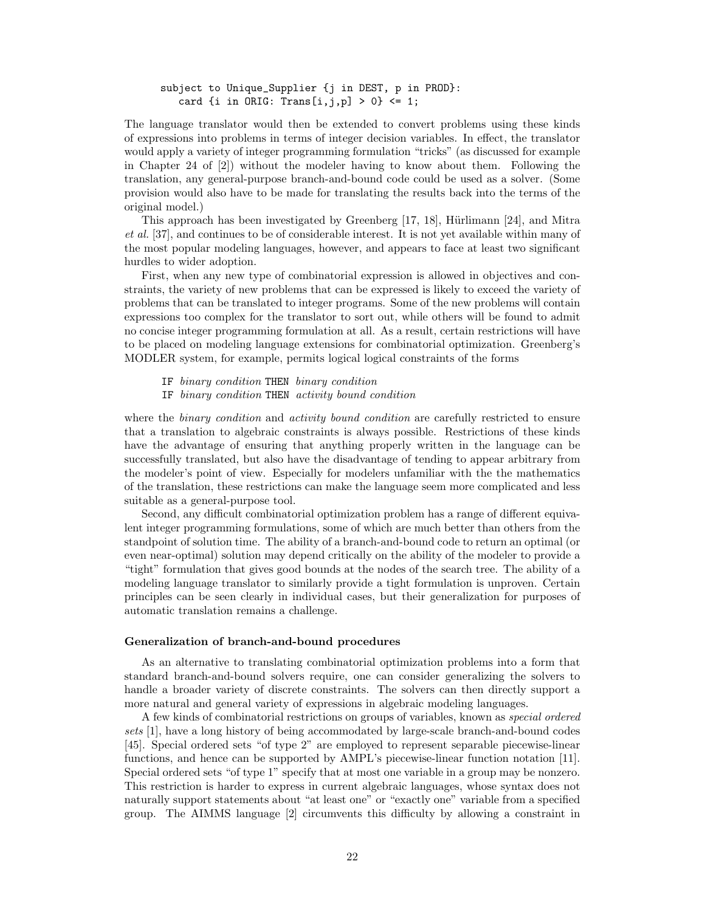```
subject to Unique_Supplier {j in DEST, p in PROD}:
   card {i in ORIG: Trans[i,j,p] > 0} <= 1;
```

The language translator would then be extended to convert problems using these kinds of expressions into problems in terms of integer decision variables. In effect, the translator would apply a variety of integer programming formulation "tricks" (as discussed for example in Chapter 24 of [2]) without the modeler having to know about them. Following the translation, any general-purpose branch-and-bound code could be used as a solver. (Some provision would also have to be made for translating the results back into the terms of the original model.)

This approach has been investigated by Greenberg [17, 18], Hürlimann [24], and Mitra *et al.* [37], and continues to be of considerable interest. It is not yet available within many of the most popular modeling languages, however, and appears to face at least two significant hurdles to wider adoption.

First, when any new type of combinatorial expression is allowed in objectives and constraints, the variety of new problems that can be expressed is likely to exceed the variety of problems that can be translated to integer programs. Some of the new problems will contain expressions too complex for the translator to sort out, while others will be found to admit no concise integer programming formulation at all. As a result, certain restrictions will have to be placed on modeling language extensions for combinatorial optimization. Greenberg's MODLER system, for example, permits logical logical constraints of the forms

IF *binary condition* THEN *binary condition*
IF *binary condition* THEN *activity bound condition*

where the *binary condition* and *activity bound condition* are carefully restricted to ensure that a translation to algebraic constraints is always possible. Restrictions of these kinds have the advantage of ensuring that anything properly written in the language can be successfully translated, but also have the disadvantage of tending to appear arbitrary from the modeler's point of view. Especially for modelers unfamiliar with the the mathematics of the translation, these restrictions can make the language seem more complicated and less suitable as a general-purpose tool.

Second, any difficult combinatorial optimization problem has a range of different equivalent integer programming formulations, some of which are much better than others from the standpoint of solution time. The ability of a branch-and-bound code to return an optimal (or even near-optimal) solution may depend critically on the ability of the modeler to provide a "tight" formulation that gives good bounds at the nodes of the search tree. The ability of a modeling language translator to similarly provide a tight formulation is unproven. Certain principles can be seen clearly in individual cases, but their generalization for purposes of automatic translation remains a challenge.

#### Generalization of branch-and-bound procedures

As an alternative to translating combinatorial optimization problems into a form that standard branch-and-bound solvers require, one can consider generalizing the solvers to handle a broader variety of discrete constraints. The solvers can then directly support a more natural and general variety of expressions in algebraic modeling languages.

A few kinds of combinatorial restrictions on groups of variables, known as *special ordered sets* [1], have a long history of being accommodated by large-scale branch-and-bound codes [45]. Special ordered sets "of type 2" are employed to represent separable piecewise-linear functions, and hence can be supported by AMPL's piecewise-linear function notation [11]. Special ordered sets "of type 1" specify that at most one variable in a group may be nonzero. This restriction is harder to express in current algebraic languages, whose syntax does not naturally support statements about "at least one" or "exactly one" variable from a specified group. The AIMMS language [2] circumvents this difficulty by allowing a constraint in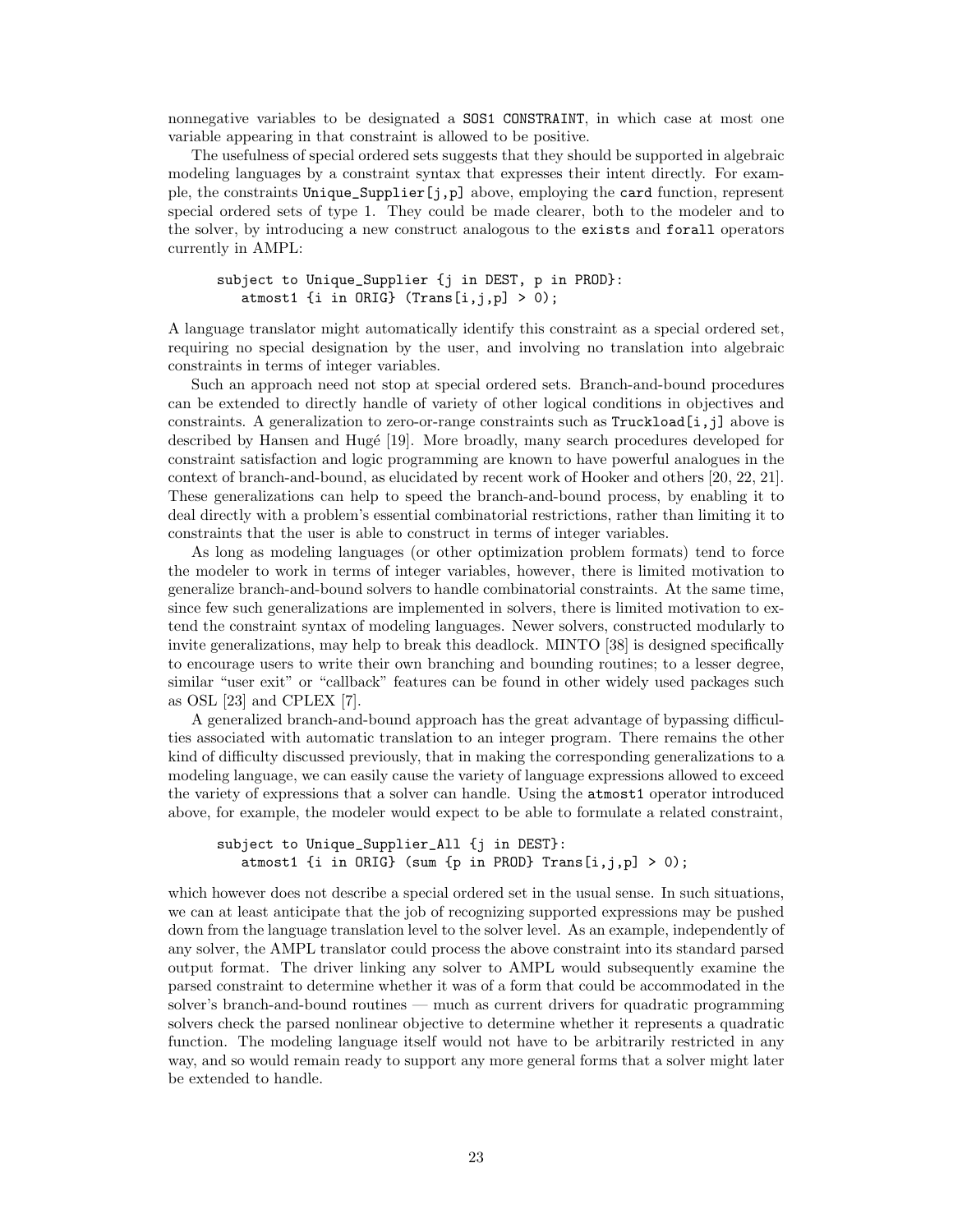nonnegative variables to be designated a `SOS1 CONSTRAINT`, in which case at most one variable appearing in that constraint is allowed to be positive.

The usefulness of special ordered sets suggests that they should be supported in algebraic modeling languages by a constraint syntax that expresses their intent directly. For example, the constraints `Unique_Supplier[j,p]` above, employing the `card` function, represent special ordered sets of type 1. They could be made clearer, both to the modeler and to the solver, by introducing a new construct analogous to the `exists` and `forall` operators currently in AMPL:

```
subject to Unique_Supplier {j in DEST, p in PROD}:
   atmost1 {i in ORIG} (Trans[i,j,p] > 0);
```

A language translator might automatically identify this constraint as a special ordered set, requiring no special designation by the user, and involving no translation into algebraic constraints in terms of integer variables.

Such an approach need not stop at special ordered sets. Branch-and-bound procedures can be extended to directly handle of variety of other logical conditions in objectives and constraints. A generalization to zero-or-range constraints such as `Truckload[i,j]` above is described by Hansen and Hugé [19]. More broadly, many search procedures developed for constraint satisfaction and logic programming are known to have powerful analogues in the context of branch-and-bound, as elucidated by recent work of Hooker and others [20, 22, 21]. These generalizations can help to speed the branch-and-bound process, by enabling it to deal directly with a problem's essential combinatorial restrictions, rather than limiting it to constraints that the user is able to construct in terms of integer variables.

As long as modeling languages (or other optimization problem formats) tend to force the modeler to work in terms of integer variables, however, there is limited motivation to generalize branch-and-bound solvers to handle combinatorial constraints. At the same time, since few such generalizations are implemented in solvers, there is limited motivation to extend the constraint syntax of modeling languages. Newer solvers, constructed modularly to invite generalizations, may help to break this deadlock. MINTO [38] is designed specifically to encourage users to write their own branching and bounding routines; to a lesser degree, similar "user exit" or "callback" features can be found in other widely used packages such as OSL [23] and CPLEX [7].

A generalized branch-and-bound approach has the great advantage of bypassing difficulties associated with automatic translation to an integer program. There remains the other kind of difficulty discussed previously, that in making the corresponding generalizations to a modeling language, we can easily cause the variety of language expressions allowed to exceed the variety of expressions that a solver can handle. Using the `atmost1` operator introduced above, for example, the modeler would expect to be able to formulate a related constraint,

```
subject to Unique_Supplier_All {j in DEST}:
   atmost1 {i in ORIG} (sum {p in PROD} Trans[i,j,p] > 0);
```

which however does not describe a special ordered set in the usual sense. In such situations, we can at least anticipate that the job of recognizing supported expressions may be pushed down from the language translation level to the solver level. As an example, independently of any solver, the AMPL translator could process the above constraint into its standard parsed output format. The driver linking any solver to AMPL would subsequently examine the parsed constraint to determine whether it was of a form that could be accommodated in the solver's branch-and-bound routines — much as current drivers for quadratic programming solvers check the parsed nonlinear objective to determine whether it represents a quadratic function. The modeling language itself would not have to be arbitrarily restricted in any way, and so would remain ready to support any more general forms that a solver might later be extended to handle.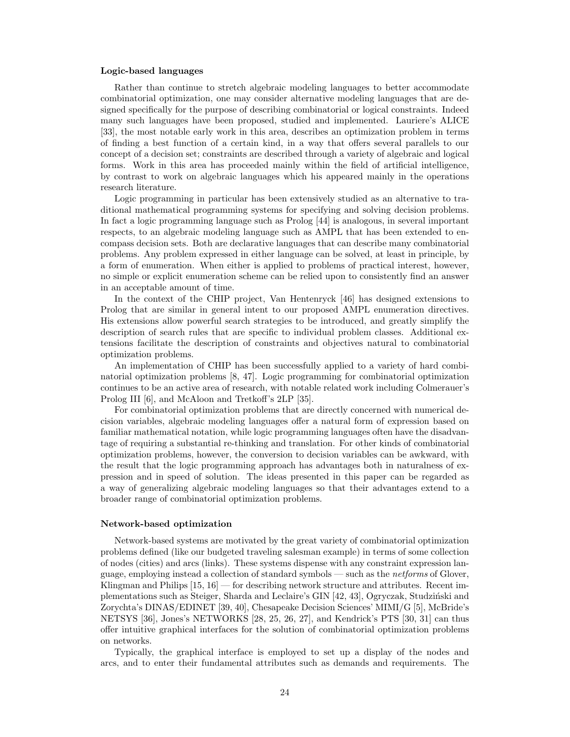### Logic-based languages

Rather than continue to stretch algebraic modeling languages to better accommodate combinatorial optimization, one may consider alternative modeling languages that are designed specifically for the purpose of describing combinatorial or logical constraints. Indeed many such languages have been proposed, studied and implemented. Lauriere's ALICE [33], the most notable early work in this area, describes an optimization problem in terms of finding a best function of a certain kind, in a way that offers several parallels to our concept of a decision set; constraints are described through a variety of algebraic and logical forms. Work in this area has proceeded mainly within the field of artificial intelligence, by contrast to work on algebraic languages which his appeared mainly in the operations research literature.

Logic programming in particular has been extensively studied as an alternative to traditional mathematical programming systems for specifying and solving decision problems. In fact a logic programming language such as Prolog [44] is analogous, in several important respects, to an algebraic modeling language such as AMPL that has been extended to encompass decision sets. Both are declarative languages that can describe many combinatorial problems. Any problem expressed in either language can be solved, at least in principle, by a form of enumeration. When either is applied to problems of practical interest, however, no simple or explicit enumeration scheme can be relied upon to consistently find an answer in an acceptable amount of time.

In the context of the CHIP project, Van Hentenryck [46] has designed extensions to Prolog that are similar in general intent to our proposed AMPL enumeration directives. His extensions allow powerful search strategies to be introduced, and greatly simplify the description of search rules that are specific to individual problem classes. Additional extensions facilitate the description of constraints and objectives natural to combinatorial optimization problems.

An implementation of CHIP has been successfully applied to a variety of hard combinatorial optimization problems [8, 47]. Logic programming for combinatorial optimization continues to be an active area of research, with notable related work including Colmerauer's Prolog III [6], and McAloon and Tretkoff's 2LP [35].

For combinatorial optimization problems that are directly concerned with numerical decision variables, algebraic modeling languages offer a natural form of expression based on familiar mathematical notation, while logic programming languages often have the disadvantage of requiring a substantial re-thinking and translation. For other kinds of combinatorial optimization problems, however, the conversion to decision variables can be awkward, with the result that the logic programming approach has advantages both in naturalness of expression and in speed of solution. The ideas presented in this paper can be regarded as a way of generalizing algebraic modeling languages so that their advantages extend to a broader range of combinatorial optimization problems.

### Network-based optimization

Network-based systems are motivated by the great variety of combinatorial optimization problems defined (like our budgeted traveling salesman example) in terms of some collection of nodes (cities) and arcs (links). These systems dispense with any constraint expression language, employing instead a collection of standard symbols — such as the *netforms* of Glover, Klingman and Philips [15, 16] — for describing network structure and attributes. Recent implementations such as Steiger, Sharda and Leclaire's GIN [42, 43], Ogryczak, Studziński and Zorychta's DINAS/EDINET [39, 40], Chesapeake Decision Sciences' MIMI/G [5], McBride's NETSYS [36], Jones's NETWORKS [28, 25, 26, 27], and Kendrick's PTS [30, 31] can thus offer intuitive graphical interfaces for the solution of combinatorial optimization problems on networks.

Typically, the graphical interface is employed to set up a display of the nodes and arcs, and to enter their fundamental attributes such as demands and requirements. The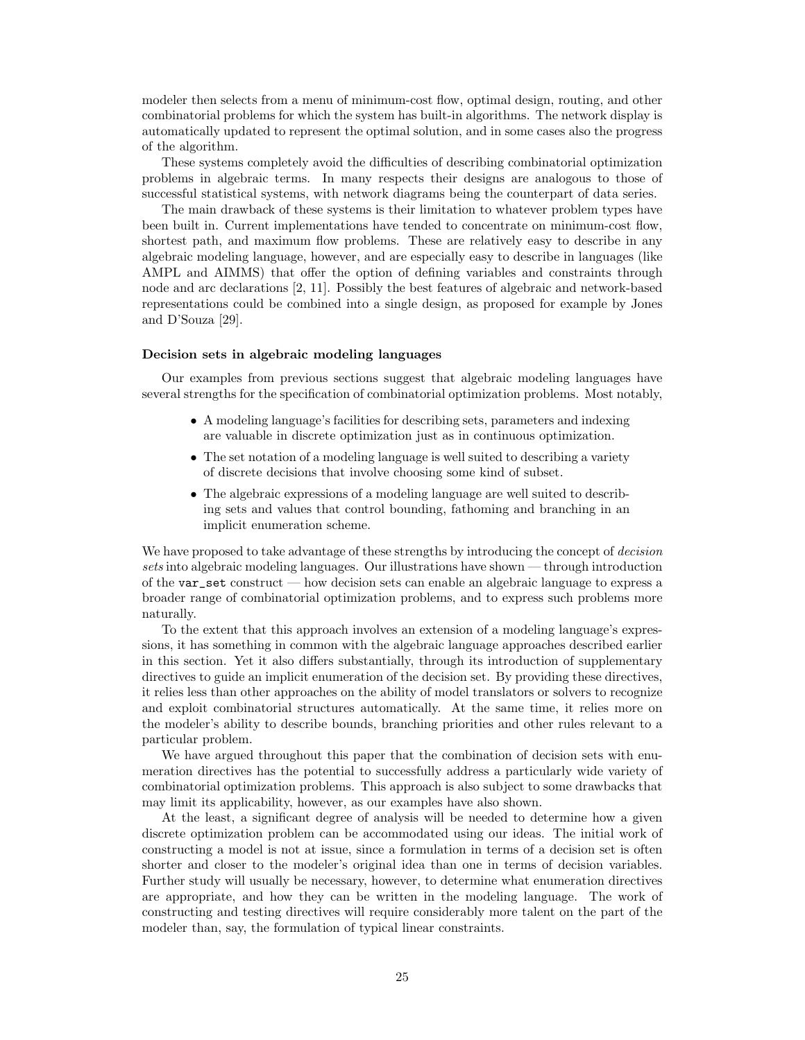modeler then selects from a menu of minimum-cost flow, optimal design, routing, and other combinatorial problems for which the system has built-in algorithms. The network display is automatically updated to represent the optimal solution, and in some cases also the progress of the algorithm.

These systems completely avoid the difficulties of describing combinatorial optimization problems in algebraic terms. In many respects their designs are analogous to those of successful statistical systems, with network diagrams being the counterpart of data series.

The main drawback of these systems is their limitation to whatever problem types have been built in. Current implementations have tended to concentrate on minimum-cost flow, shortest path, and maximum flow problems. These are relatively easy to describe in any algebraic modeling language, however, and are especially easy to describe in languages (like AMPL and AIMMS) that offer the option of defining variables and constraints through node and arc declarations [2, 11]. Possibly the best features of algebraic and network-based representations could be combined into a single design, as proposed for example by Jones and D'Souza [29].

**Decision sets in algebraic modeling languages**

Our examples from previous sections suggest that algebraic modeling languages have several strengths for the specification of combinatorial optimization problems. Most notably,

- A modeling language's facilities for describing sets, parameters and indexing are valuable in discrete optimization just as in continuous optimization.
- The set notation of a modeling language is well suited to describing a variety of discrete decisions that involve choosing some kind of subset.
- The algebraic expressions of a modeling language are well suited to describing sets and values that control bounding, fathoming and branching in an implicit enumeration scheme.

We have proposed to take advantage of these strengths by introducing the concept of *decision sets* into algebraic modeling languages. Our illustrations have shown — through introduction of the `var_set` construct — how decision sets can enable an algebraic language to express a broader range of combinatorial optimization problems, and to express such problems more naturally.

To the extent that this approach involves an extension of a modeling language's expressions, it has something in common with the algebraic language approaches described earlier in this section. Yet it also differs substantially, through its introduction of supplementary directives to guide an implicit enumeration of the decision set. By providing these directives, it relies less than other approaches on the ability of model translators or solvers to recognize and exploit combinatorial structures automatically. At the same time, it relies more on the modeler's ability to describe bounds, branching priorities and other rules relevant to a particular problem.

We have argued throughout this paper that the combination of decision sets with enumeration directives has the potential to successfully address a particularly wide variety of combinatorial optimization problems. This approach is also subject to some drawbacks that may limit its applicability, however, as our examples have also shown.

At the least, a significant degree of analysis will be needed to determine how a given discrete optimization problem can be accommodated using our ideas. The initial work of constructing a model is not at issue, since a formulation in terms of a decision set is often shorter and closer to the modeler's original idea than one in terms of decision variables. Further study will usually be necessary, however, to determine what enumeration directives are appropriate, and how they can be written in the modeling language. The work of constructing and testing directives will require considerably more talent on the part of the modeler than, say, the formulation of typical linear constraints.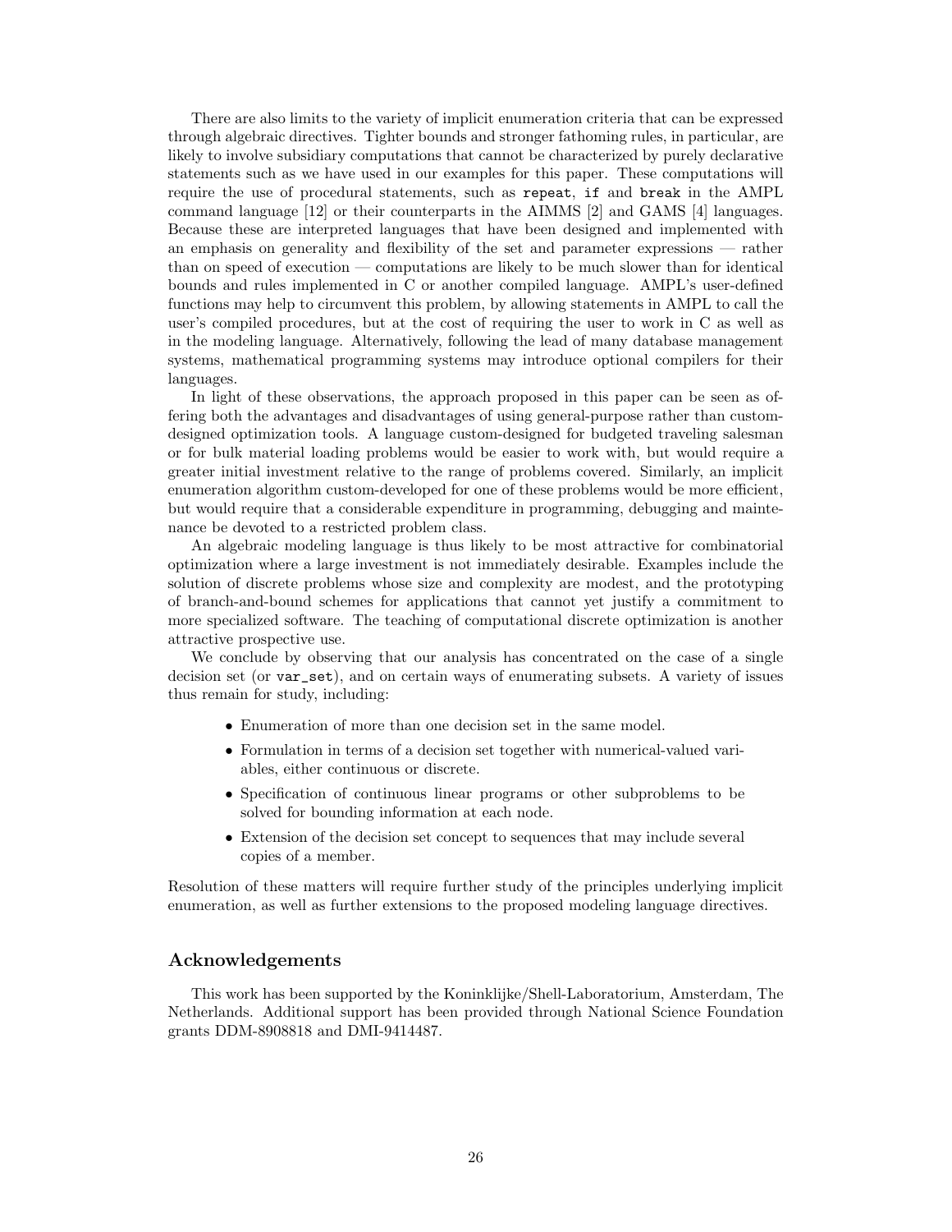There are also limits to the variety of implicit enumeration criteria that can be expressed through algebraic directives. Tighter bounds and stronger fathoming rules, in particular, are likely to involve subsidiary computations that cannot be characterized by purely declarative statements such as we have used in our examples for this paper. These computations will require the use of procedural statements, such as `repeat`, `if` and `break` in the AMPL command language [12] or their counterparts in the AIMMS [2] and GAMS [4] languages. Because these are interpreted languages that have been designed and implemented with an emphasis on generality and flexibility of the set and parameter expressions — rather than on speed of execution — computations are likely to be much slower than for identical bounds and rules implemented in C or another compiled language. AMPL's user-defined functions may help to circumvent this problem, by allowing statements in AMPL to call the user's compiled procedures, but at the cost of requiring the user to work in C as well as in the modeling language. Alternatively, following the lead of many database management systems, mathematical programming systems may introduce optional compilers for their languages.

In light of these observations, the approach proposed in this paper can be seen as offering both the advantages and disadvantages of using general-purpose rather than custom-designed optimization tools. A language custom-designed for budgeted traveling salesman or for bulk material loading problems would be easier to work with, but would require a greater initial investment relative to the range of problems covered. Similarly, an implicit enumeration algorithm custom-developed for one of these problems would be more efficient, but would require that a considerable expenditure in programming, debugging and maintenance be devoted to a restricted problem class.

An algebraic modeling language is thus likely to be most attractive for combinatorial optimization where a large investment is not immediately desirable. Examples include the solution of discrete problems whose size and complexity are modest, and the prototyping of branch-and-bound schemes for applications that cannot yet justify a commitment to more specialized software. The teaching of computational discrete optimization is another attractive prospective use.

We conclude by observing that our analysis has concentrated on the case of a single decision set (or `var_set`), and on certain ways of enumerating subsets. A variety of issues thus remain for study, including:

- Enumeration of more than one decision set in the same model.
- Formulation in terms of a decision set together with numerical-valued variables, either continuous or discrete.
- Specification of continuous linear programs or other subproblems to be solved for bounding information at each node.
- Extension of the decision set concept to sequences that may include several copies of a member.

Resolution of these matters will require further study of the principles underlying implicit enumeration, as well as further extensions to the proposed modeling language directives.

## Acknowledgements

This work has been supported by the Koninklijke/Shell-Laboratorium, Amsterdam, The Netherlands. Additional support has been provided through National Science Foundation grants DDM-8908818 and DMI-9414487.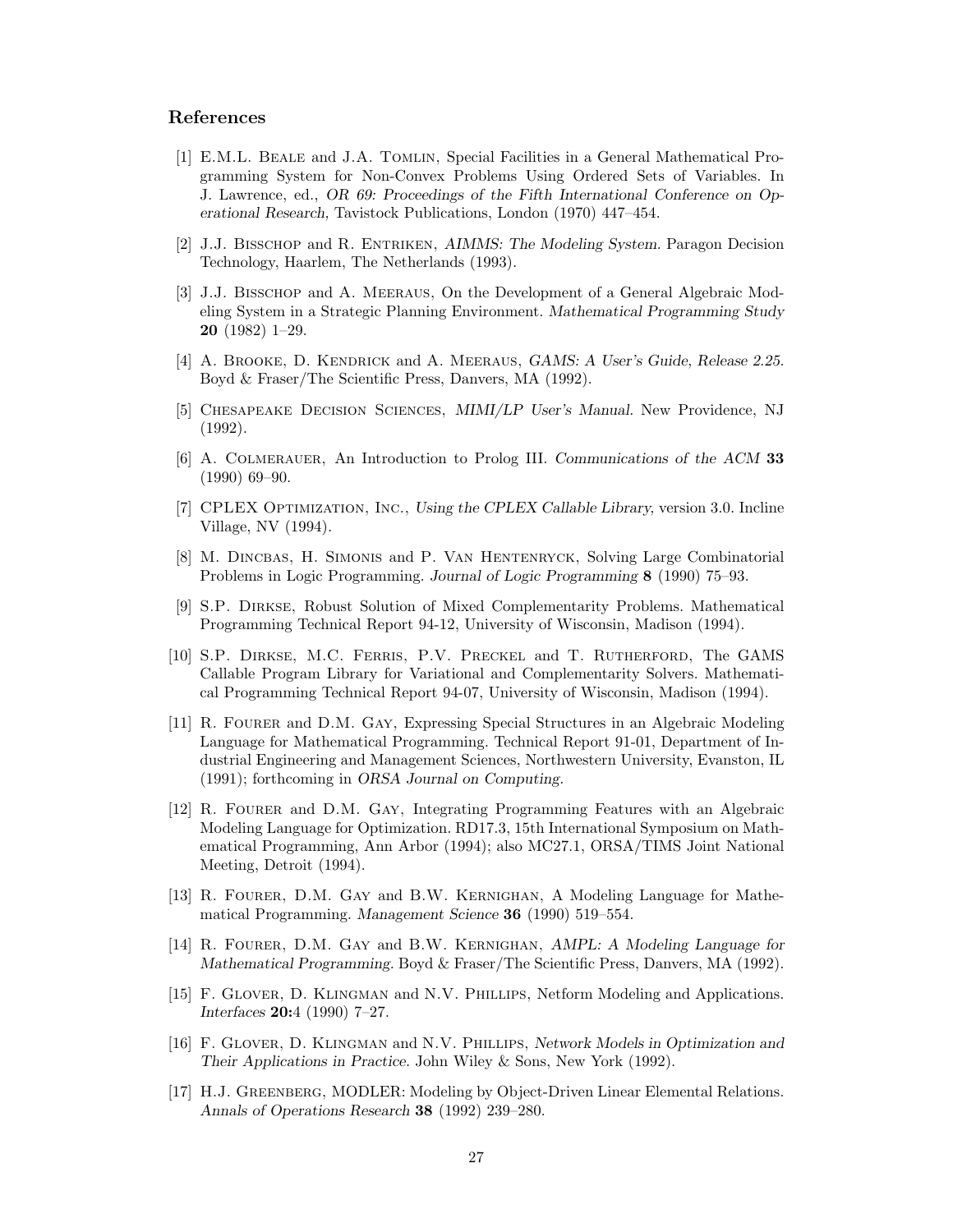## References

[1] E.M.L. Beale and J.A. Tomlin, Special Facilities in a General Mathematical Programming System for Non-Convex Problems Using Ordered Sets of Variables. In J. Lawrence, ed., *OR 69: Proceedings of the Fifth International Conference on Operational Research,* Tavistock Publications, London (1970) 447–454.

[2] J.J. Bisschop and R. Entriken, *AIMMS: The Modeling System.* Paragon Decision Technology, Haarlem, The Netherlands (1993).

[3] J.J. Bisschop and A. Meeraus, On the Development of a General Algebraic Modeling System in a Strategic Planning Environment. *Mathematical Programming Study* **20** (1982) 1–29.

[4] A. Brooke, D. Kendrick and A. Meeraus, *GAMS: A User's Guide, Release 2.25.* Boyd & Fraser/The Scientific Press, Danvers, MA (1992).

[5] Chesapeake Decision Sciences, *MIMI/LP User's Manual.* New Providence, NJ (1992).

[6] A. Colmerauer, An Introduction to Prolog III. *Communications of the ACM* **33** (1990) 69–90.

[7] CPLEX Optimization, Inc., *Using the CPLEX Callable Library,* version 3.0. Incline Village, NV (1994).

[8] M. Dincbas, H. Simonis and P. Van Hentenryck, Solving Large Combinatorial Problems in Logic Programming. *Journal of Logic Programming* **8** (1990) 75–93.

[9] S.P. Dirkse, Robust Solution of Mixed Complementarity Problems. Mathematical Programming Technical Report 94-12, University of Wisconsin, Madison (1994).

[10] S.P. Dirkse, M.C. Ferris, P.V. Preckel and T. Rutherford, The GAMS Callable Program Library for Variational and Complementarity Solvers. Mathematical Programming Technical Report 94-07, University of Wisconsin, Madison (1994).

[11] R. Fourer and D.M. Gay, Expressing Special Structures in an Algebraic Modeling Language for Mathematical Programming. Technical Report 91-01, Department of Industrial Engineering and Management Sciences, Northwestern University, Evanston, IL (1991); forthcoming in *ORSA Journal on Computing.*

[12] R. Fourer and D.M. Gay, Integrating Programming Features with an Algebraic Modeling Language for Optimization. RD17.3, 15th International Symposium on Mathematical Programming, Ann Arbor (1994); also MC27.1, ORSA/TIMS Joint National Meeting, Detroit (1994).

[13] R. Fourer, D.M. Gay and B.W. Kernighan, A Modeling Language for Mathematical Programming. *Management Science* **36** (1990) 519–554.

[14] R. Fourer, D.M. Gay and B.W. Kernighan, *AMPL: A Modeling Language for Mathematical Programming.* Boyd & Fraser/The Scientific Press, Danvers, MA (1992).

[15] F. Glover, D. Klingman and N.V. Phillips, Netform Modeling and Applications. *Interfaces* **20:**4 (1990) 7–27.

[16] F. Glover, D. Klingman and N.V. Phillips, *Network Models in Optimization and Their Applications in Practice.* John Wiley & Sons, New York (1992).

[17] H.J. Greenberg, MODLER: Modeling by Object-Driven Linear Elemental Relations. *Annals of Operations Research* **38** (1992) 239–280.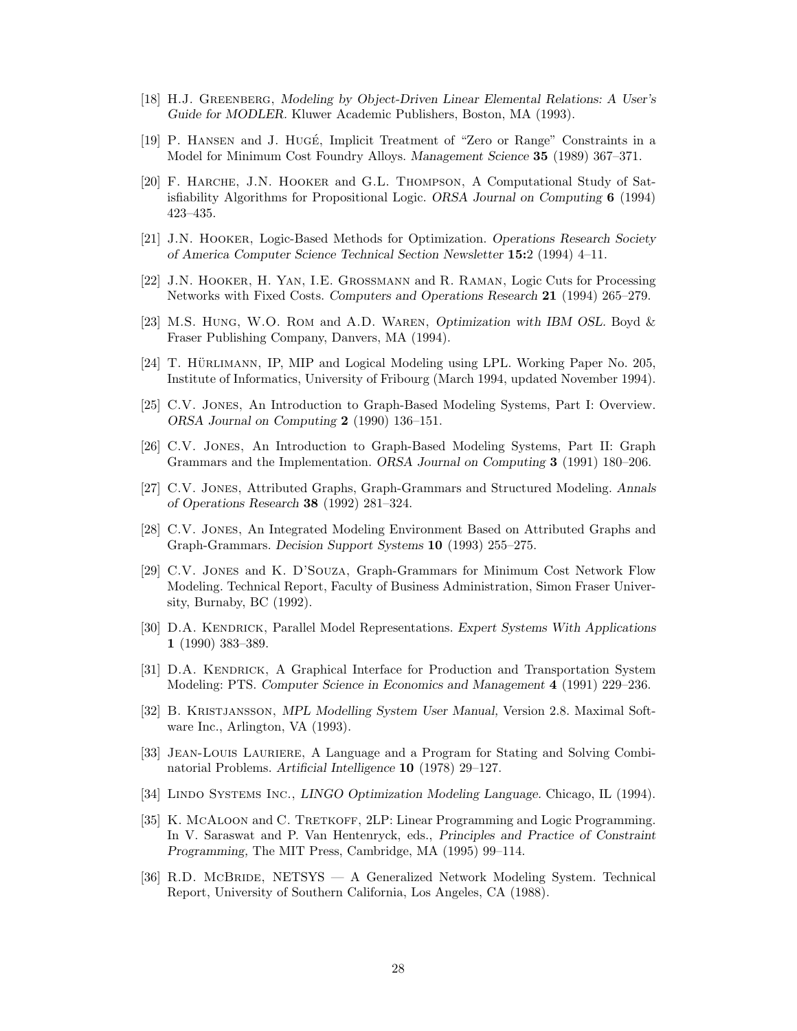[18] H.J. Greenberg, *Modeling by Object-Driven Linear Elemental Relations: A User's Guide for MODLER*. Kluwer Academic Publishers, Boston, MA (1993).

[19] P. Hansen and J. Hugé, Implicit Treatment of "Zero or Range" Constraints in a Model for Minimum Cost Foundry Alloys. *Management Science* **35** (1989) 367–371.

[20] F. Harche, J.N. Hooker and G.L. Thompson, A Computational Study of Satisfiability Algorithms for Propositional Logic. *ORSA Journal on Computing* **6** (1994) 423–435.

[21] J.N. Hooker, Logic-Based Methods for Optimization. *Operations Research Society of America Computer Science Technical Section Newsletter* **15:**2 (1994) 4–11.

[22] J.N. Hooker, H. Yan, I.E. Grossmann and R. Raman, Logic Cuts for Processing Networks with Fixed Costs. *Computers and Operations Research* **21** (1994) 265–279.

[23] M.S. Hung, W.O. Rom and A.D. Waren, *Optimization with IBM OSL*. Boyd & Fraser Publishing Company, Danvers, MA (1994).

[24] T. Hürlimann, IP, MIP and Logical Modeling using LPL. Working Paper No. 205, Institute of Informatics, University of Fribourg (March 1994, updated November 1994).

[25] C.V. Jones, An Introduction to Graph-Based Modeling Systems, Part I: Overview. *ORSA Journal on Computing* **2** (1990) 136–151.

[26] C.V. Jones, An Introduction to Graph-Based Modeling Systems, Part II: Graph Grammars and the Implementation. *ORSA Journal on Computing* **3** (1991) 180–206.

[27] C.V. Jones, Attributed Graphs, Graph-Grammars and Structured Modeling. *Annals of Operations Research* **38** (1992) 281–324.

[28] C.V. Jones, An Integrated Modeling Environment Based on Attributed Graphs and Graph-Grammars. *Decision Support Systems* **10** (1993) 255–275.

[29] C.V. Jones and K. D'Souza, Graph-Grammars for Minimum Cost Network Flow Modeling. Technical Report, Faculty of Business Administration, Simon Fraser University, Burnaby, BC (1992).

[30] D.A. Kendrick, Parallel Model Representations. *Expert Systems With Applications* **1** (1990) 383–389.

[31] D.A. Kendrick, A Graphical Interface for Production and Transportation System Modeling: PTS. *Computer Science in Economics and Management* **4** (1991) 229–236.

[32] B. Kristjansson, *MPL Modelling System User Manual*, Version 2.8. Maximal Software Inc., Arlington, VA (1993).

[33] Jean-Louis Lauriere, A Language and a Program for Stating and Solving Combinatorial Problems. *Artificial Intelligence* **10** (1978) 29–127.

[34] Lindo Systems Inc., *LINGO Optimization Modeling Language*. Chicago, IL (1994).

[35] K. McAloon and C. Tretkoff, 2LP: Linear Programming and Logic Programming. In V. Saraswat and P. Van Hentenryck, eds., *Principles and Practice of Constraint Programming*, The MIT Press, Cambridge, MA (1995) 99–114.

[36] R.D. McBride, NETSYS — A Generalized Network Modeling System. Technical Report, University of Southern California, Los Angeles, CA (1988).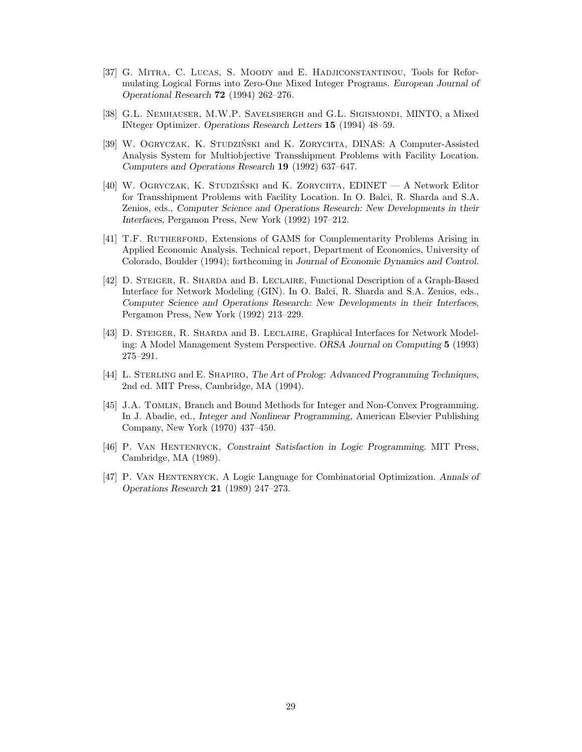[37] G. Mitra, C. Lucas, S. Moody and E. Hadjiconstantinou, Tools for Reformulating Logical Forms into Zero-One Mixed Integer Programs. *European Journal of Operational Research* **72** (1994) 262–276.

[38] G.L. Nemhauser, M.W.P. Savelsbergh and G.L. Sigismondi, MINTO, a Mixed INteger Optimizer. *Operations Research Letters* **15** (1994) 48–59.

[39] W. Ogryczak, K. Studziński and K. Zorychta, DINAS: A Computer-Assisted Analysis System for Multiobjective Transshipment Problems with Facility Location. *Computers and Operations Research* **19** (1992) 637–647.

[40] W. Ogryczak, K. Studziński and K. Zorychta, EDINET — A Network Editor for Transshipment Problems with Facility Location. In O. Balci, R. Sharda and S.A. Zenios, eds., *Computer Science and Operations Research: New Developments in their Interfaces,* Pergamon Press, New York (1992) 197–212.

[41] T.F. Rutherford, Extensions of GAMS for Complementarity Problems Arising in Applied Economic Analysis. Technical report, Department of Economics, University of Colorado, Boulder (1994); forthcoming in *Journal of Economic Dynamics and Control*.

[42] D. Steiger, R. Sharda and B. Leclaire, Functional Description of a Graph-Based Interface for Network Modeling (GIN). In O. Balci, R. Sharda and S.A. Zenios, eds., *Computer Science and Operations Research: New Developments in their Interfaces,* Pergamon Press, New York (1992) 213–229.

[43] D. Steiger, R. Sharda and B. Leclaire, Graphical Interfaces for Network Modeling: A Model Management System Perspective. *ORSA Journal on Computing* **5** (1993) 275–291.

[44] L. Sterling and E. Shapiro, *The Art of Prolog: Advanced Programming Techniques,* 2nd ed. MIT Press, Cambridge, MA (1994).

[45] J.A. Tomlin, Branch and Bound Methods for Integer and Non-Convex Programming. In J. Abadie, ed., *Integer and Nonlinear Programming,* American Elsevier Publishing Company, New York (1970) 437–450.

[46] P. Van Hentenryck, *Constraint Satisfaction in Logic Programming.* MIT Press, Cambridge, MA (1989).

[47] P. Van Hentenryck, A Logic Language for Combinatorial Optimization. *Annals of Operations Research* **21** (1989) 247–273.